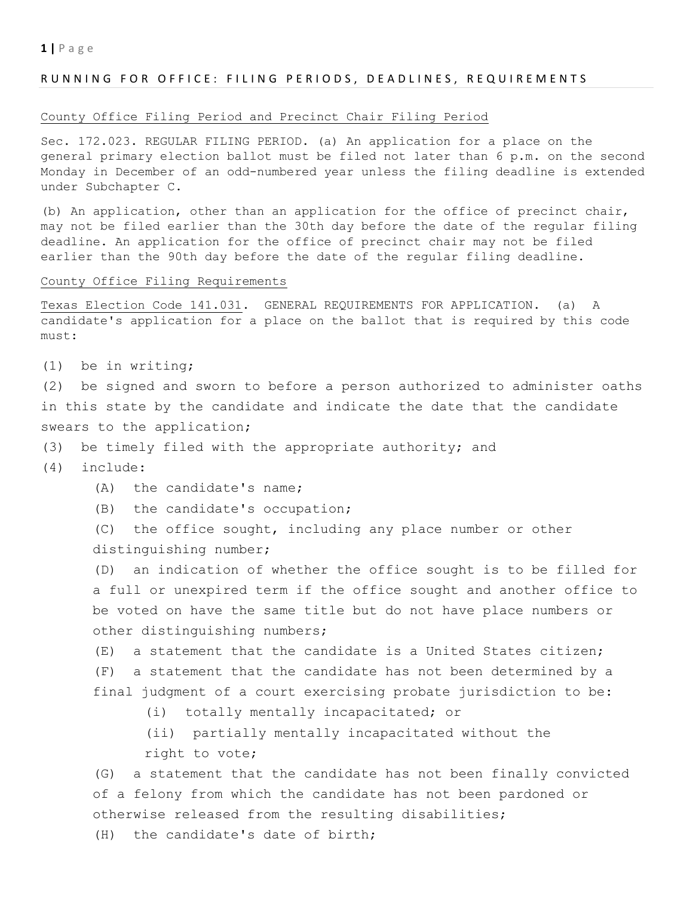# RUNNING FOR OFFICE: FILING PERIODS, DEADLINES, REQUIREMENTS

## County Office Filing Period and Precinct Chair Filing Period

Sec. 172.023. REGULAR FILING PERIOD. (a) An application for a place on the general primary election ballot must be filed not later than 6 p.m. on the second Monday in December of an odd-numbered year unless the filing deadline is extended under Subchapter C.

(b) An application, other than an application for the office of precinct chair, may not be filed earlier than the 30th day before the date of the regular filing deadline. An application for the office of precinct chair may not be filed earlier than the 90th day before the date of the regular filing deadline.

## County Office Filing Requirements

Texas Election Code 141.031. GENERAL REQUIREMENTS FOR APPLICATION. (a) A candidate's application for a place on the ballot that is required by this code must:

(1) be in writing;

(2) be signed and sworn to before a person authorized to administer oaths in this state by the candidate and indicate the date that the candidate swears to the application;

(3) be timely filed with the appropriate authority; and

(4) include:

- (A) the candidate's name;
- (B) the candidate's occupation;
- (C) the office sought, including any place number or other distinguishing number;
- (D) an indication of whether the office sought is to be filled for a full or unexpired term if the office sought and another office to be voted on have the same title but do not have place numbers or other distinguishing numbers;
- (E) a statement that the candidate is a United States citizen;
- (F) a statement that the candidate has not been determined by a final judgment of a court exercising probate jurisdiction to be:
  - (i) totally mentally incapacitated; or
  - (ii) partially mentally incapacitated without the right to vote;
- (G) a statement that the candidate has not been finally convicted of a felony from which the candidate has not been pardoned or otherwise released from the resulting disabilities;
- (H) the candidate's date of birth;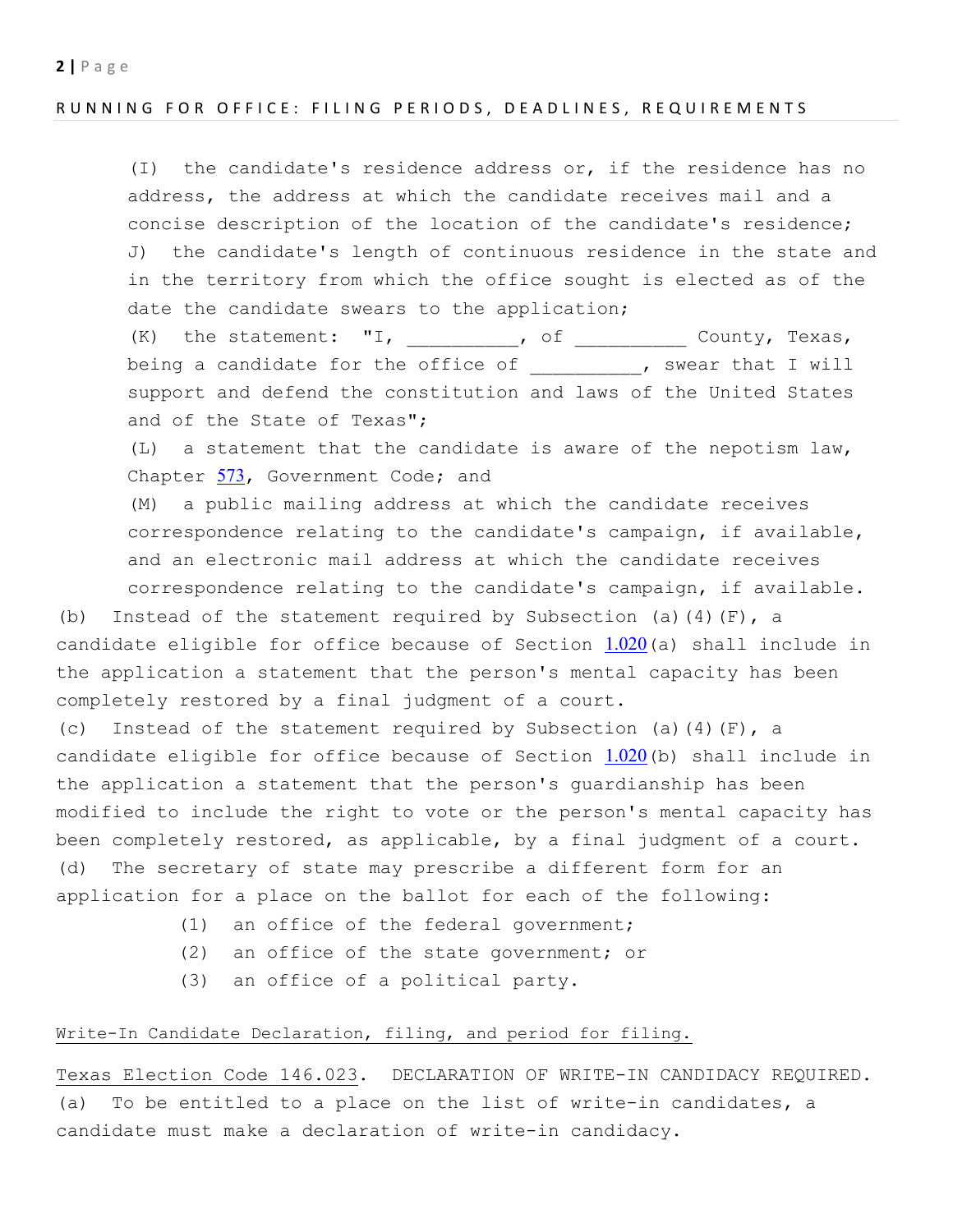(I) the candidate's residence address or, if the residence has no address, the address at which the candidate receives mail and a concise description of the location of the candidate's residence;

J) the candidate's length of continuous residence in the state and in the territory from which the office sought is elected as of the date the candidate swears to the application;

(K) the statement: "I, __________, of __________ County, Texas, being a candidate for the office of __________, swear that I will support and defend the constitution and laws of the United States and of the State of Texas";

(L) a statement that the candidate is aware of the nepotism law, Chapter 573, Government Code; and

(M) a public mailing address at which the candidate receives correspondence relating to the candidate's campaign, if available, and an electronic mail address at which the candidate receives correspondence relating to the candidate's campaign, if available.

(b) Instead of the statement required by Subsection (a)(4)(F), a candidate eligible for office because of Section 1.020(a) shall include in the application a statement that the person's mental capacity has been completely restored by a final judgment of a court.

(c) Instead of the statement required by Subsection (a)(4)(F), a candidate eligible for office because of Section 1.020(b) shall include in the application a statement that the person's guardianship has been modified to include the right to vote or the person's mental capacity has been completely restored, as applicable, by a final judgment of a court.

(d) The secretary of state may prescribe a different form for an application for a place on the ballot for each of the following:

(1) an office of the federal government;

(2) an office of the state government; or

(3) an office of a political party.

<u>Write-In Candidate Declaration, filing, and period for filing.</u>

<u>Texas Election Code 146.023</u>. DECLARATION OF WRITE-IN CANDIDACY REQUIRED.

(a) To be entitled to a place on the list of write-in candidates, a candidate must make a declaration of write-in candidacy.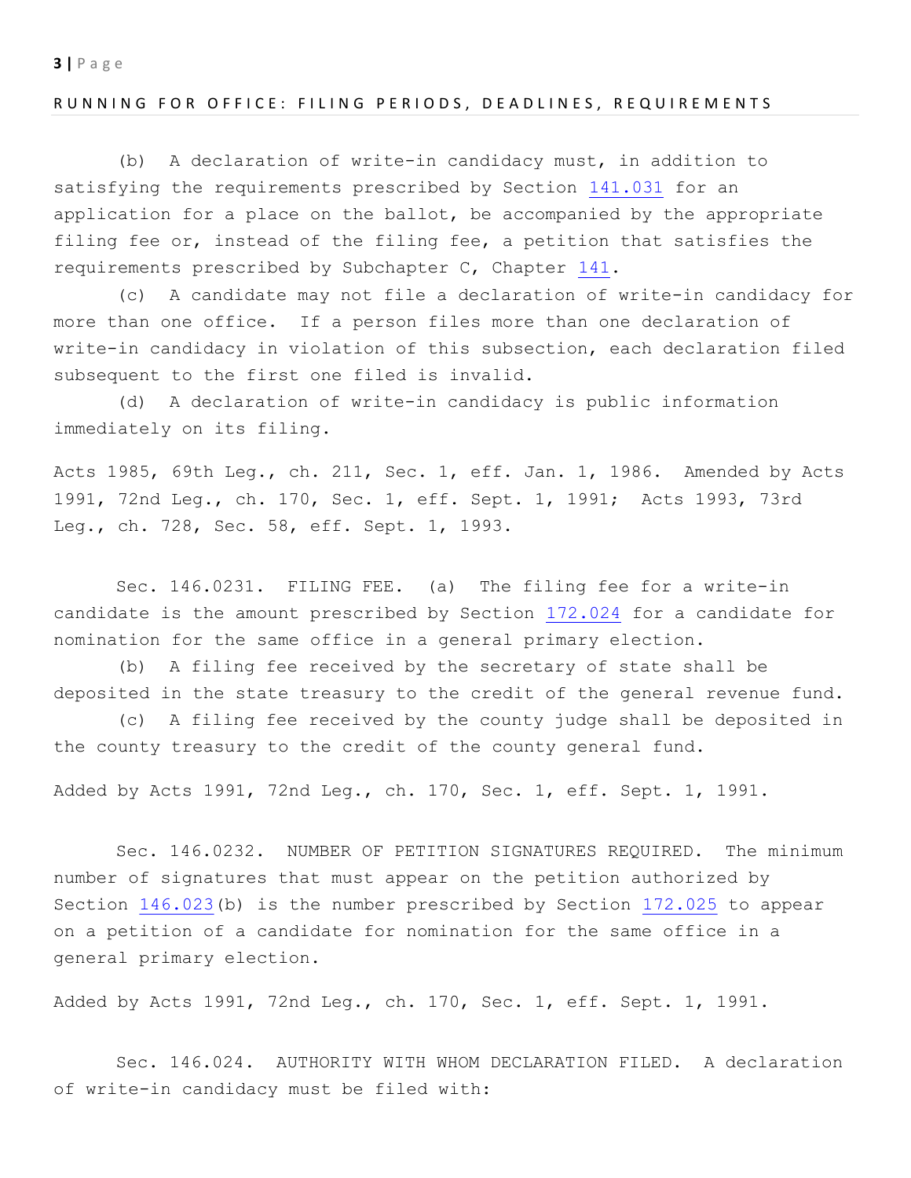(b) A declaration of write-in candidacy must, in addition to satisfying the requirements prescribed by Section 141.031 for an application for a place on the ballot, be accompanied by the appropriate filing fee or, instead of the filing fee, a petition that satisfies the requirements prescribed by Subchapter C, Chapter 141.

(c) A candidate may not file a declaration of write-in candidacy for more than one office. If a person files more than one declaration of write-in candidacy in violation of this subsection, each declaration filed subsequent to the first one filed is invalid.

(d) A declaration of write-in candidacy is public information immediately on its filing.

Acts 1985, 69th Leg., ch. 211, Sec. 1, eff. Jan. 1, 1986. Amended by Acts 1991, 72nd Leg., ch. 170, Sec. 1, eff. Sept. 1, 1991; Acts 1993, 73rd Leg., ch. 728, Sec. 58, eff. Sept. 1, 1993.

Sec. 146.0231. FILING FEE. (a) The filing fee for a write-in candidate is the amount prescribed by Section 172.024 for a candidate for nomination for the same office in a general primary election.

(b) A filing fee received by the secretary of state shall be deposited in the state treasury to the credit of the general revenue fund.

(c) A filing fee received by the county judge shall be deposited in the county treasury to the credit of the county general fund.

Added by Acts 1991, 72nd Leg., ch. 170, Sec. 1, eff. Sept. 1, 1991.

Sec. 146.0232. NUMBER OF PETITION SIGNATURES REQUIRED. The minimum number of signatures that must appear on the petition authorized by Section 146.023(b) is the number prescribed by Section 172.025 to appear on a petition of a candidate for nomination for the same office in a general primary election.

Added by Acts 1991, 72nd Leg., ch. 170, Sec. 1, eff. Sept. 1, 1991.

Sec. 146.024. AUTHORITY WITH WHOM DECLARATION FILED. A declaration of write-in candidacy must be filed with: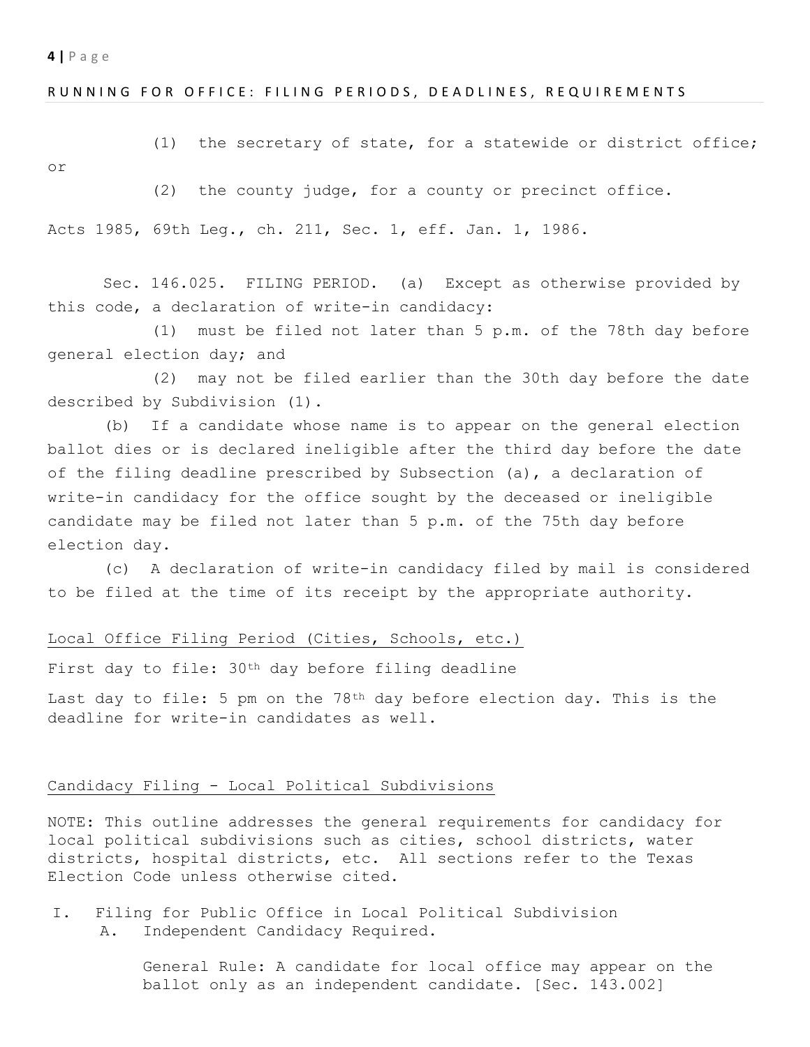(1) the secretary of state, for a statewide or district office; or

(2) the county judge, for a county or precinct office.

Acts 1985, 69th Leg., ch. 211, Sec. 1, eff. Jan. 1, 1986.

Sec. 146.025. FILING PERIOD. (a) Except as otherwise provided by this code, a declaration of write-in candidacy:

(1) must be filed not later than 5 p.m. of the 78th day before general election day; and

(2) may not be filed earlier than the 30th day before the date described by Subdivision (1).

(b) If a candidate whose name is to appear on the general election ballot dies or is declared ineligible after the third day before the date of the filing deadline prescribed by Subsection (a), a declaration of write-in candidacy for the office sought by the deceased or ineligible candidate may be filed not later than 5 p.m. of the 75th day before election day.

(c) A declaration of write-in candidacy filed by mail is considered to be filed at the time of its receipt by the appropriate authority.

## Local Office Filing Period (Cities, Schools, etc.)

First day to file: 30th day before filing deadline

Last day to file: 5 pm on the 78th day before election day. This is the deadline for write-in candidates as well.

## Candidacy Filing - Local Political Subdivisions

NOTE: This outline addresses the general requirements for candidacy for local political subdivisions such as cities, school districts, water districts, hospital districts, etc. All sections refer to the Texas Election Code unless otherwise cited.

I. Filing for Public Office in Local Political Subdivision
   A. Independent Candidacy Required.

      General Rule: A candidate for local office may appear on the ballot only as an independent candidate. [Sec. 143.002]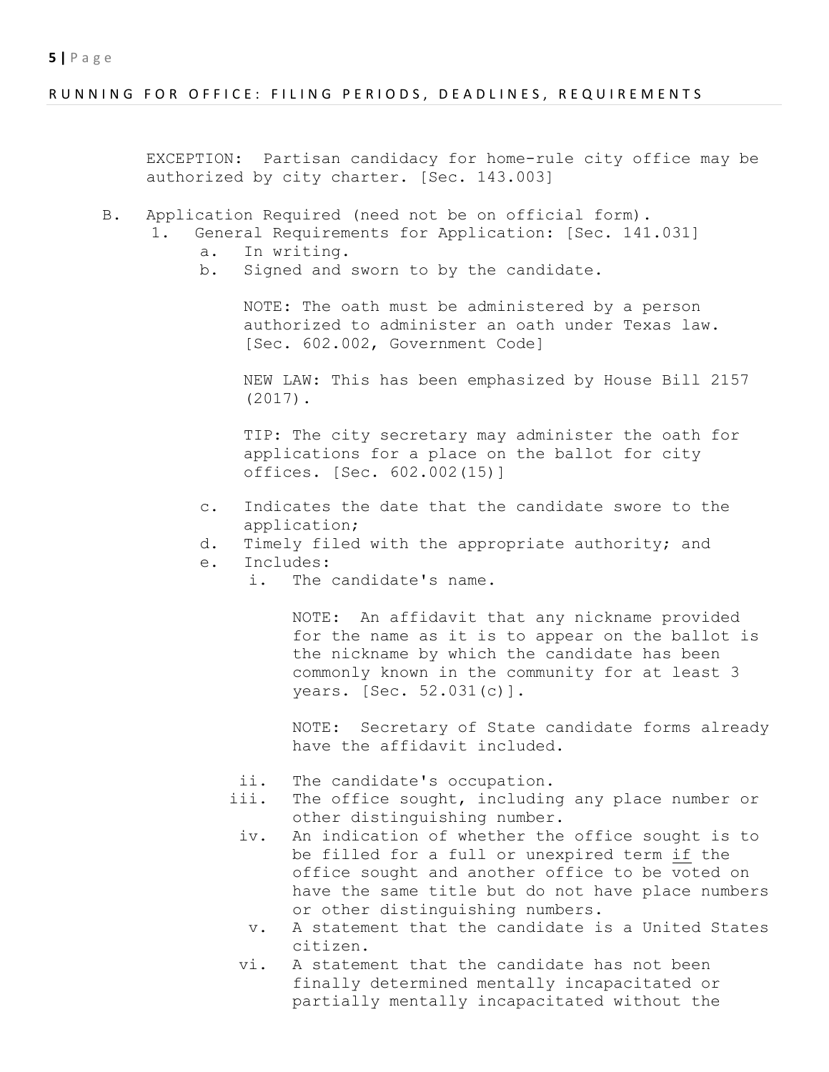EXCEPTION: Partisan candidacy for home-rule city office may be authorized by city charter. [Sec. 143.003]

B. Application Required (need not be on official form).

1. General Requirements for Application: [Sec. 141.031]

    a. In writing.

    b. Signed and sworn to by the candidate.

        NOTE: The oath must be administered by a person authorized to administer an oath under Texas law. [Sec. 602.002, Government Code]

        NEW LAW: This has been emphasized by House Bill 2157 (2017).

        TIP: The city secretary may administer the oath for applications for a place on the ballot for city offices. [Sec. 602.002(15)]

    c. Indicates the date that the candidate swore to the application;

    d. Timely filed with the appropriate authority; and

    e. Includes:

        i. The candidate's name.

            NOTE: An affidavit that any nickname provided for the name as it is to appear on the ballot is the nickname by which the candidate has been commonly known in the community for at least 3 years. [Sec. 52.031(c)].

            NOTE: Secretary of State candidate forms already have the affidavit included.

        ii. The candidate's occupation.

        iii. The office sought, including any place number or other distinguishing number.

        iv. An indication of whether the office sought is to be filled for a full or unexpired term <u>if</u> the office sought and another office to be voted on have the same title but do not have place numbers or other distinguishing numbers.

        v. A statement that the candidate is a United States citizen.

        vi. A statement that the candidate has not been finally determined mentally incapacitated or partially mentally incapacitated without the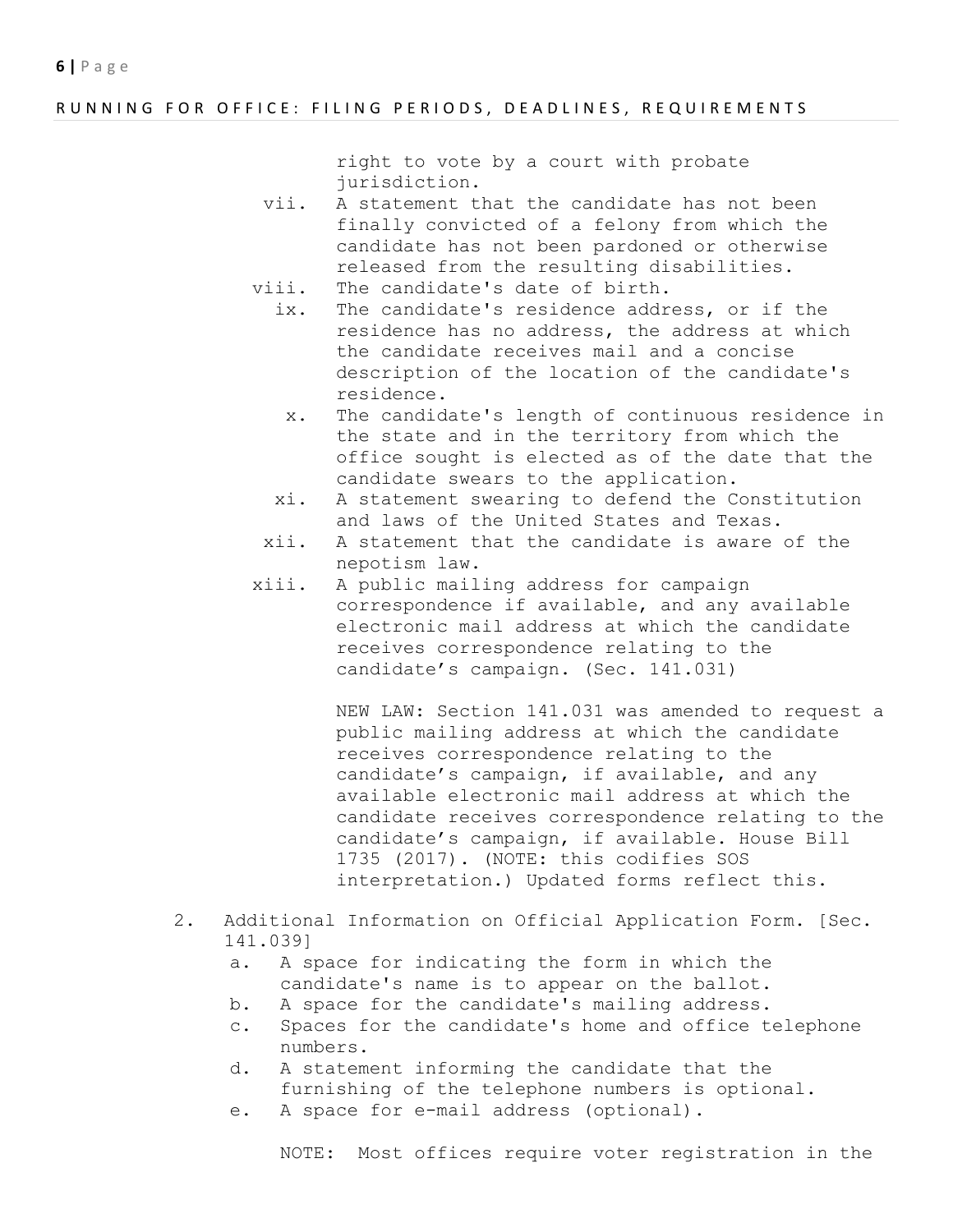right to vote by a court with probate jurisdiction.

vii. A statement that the candidate has not been finally convicted of a felony from which the candidate has not been pardoned or otherwise released from the resulting disabilities.

viii. The candidate's date of birth.

ix. The candidate's residence address, or if the residence has no address, the address at which the candidate receives mail and a concise description of the location of the candidate's residence.

x. The candidate's length of continuous residence in the state and in the territory from which the office sought is elected as of the date that the candidate swears to the application.

xi. A statement swearing to defend the Constitution and laws of the United States and Texas.

xii. A statement that the candidate is aware of the nepotism law.

xiii. A public mailing address for campaign correspondence if available, and any available electronic mail address at which the candidate receives correspondence relating to the candidate's campaign. (Sec. 141.031)

NEW LAW: Section 141.031 was amended to request a public mailing address at which the candidate receives correspondence relating to the candidate's campaign, if available, and any available electronic mail address at which the candidate receives correspondence relating to the candidate's campaign, if available. House Bill 1735 (2017). (NOTE: this codifies SOS interpretation.) Updated forms reflect this.

2. Additional Information on Official Application Form. [Sec. 141.039]
   a. A space for indicating the form in which the candidate's name is to appear on the ballot.
   b. A space for the candidate's mailing address.
   c. Spaces for the candidate's home and office telephone numbers.
   d. A statement informing the candidate that the furnishing of the telephone numbers is optional.
   e. A space for e-mail address (optional).

   NOTE: Most offices require voter registration in the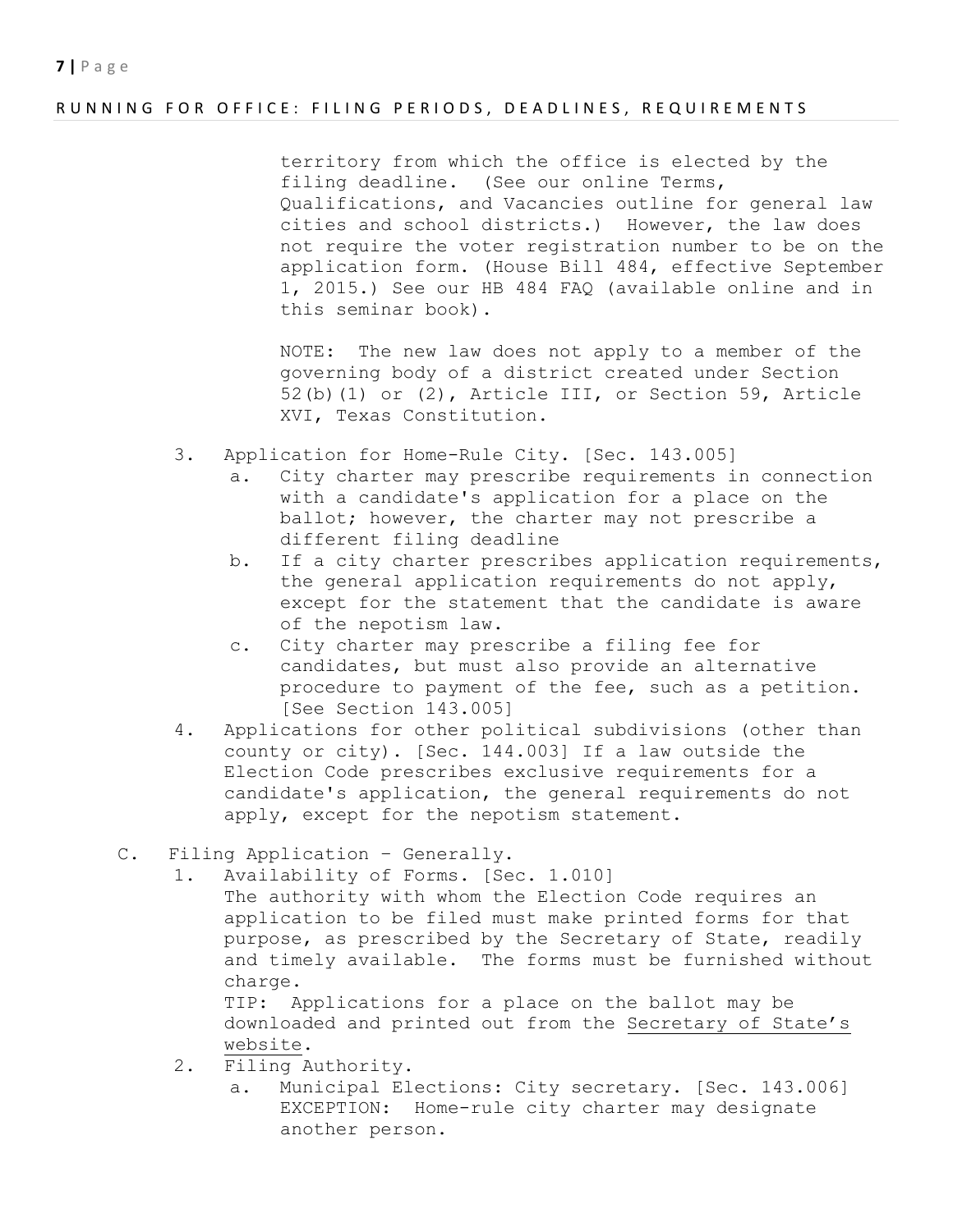territory from which the office is elected by the filing deadline. (See our online Terms, Qualifications, and Vacancies outline for general law cities and school districts.) However, the law does not require the voter registration number to be on the application form. (House Bill 484, effective September 1, 2015.) See our HB 484 FAQ (available online and in this seminar book).

NOTE: The new law does not apply to a member of the governing body of a district created under Section 52(b)(1) or (2), Article III, or Section 59, Article XVI, Texas Constitution.

3. Application for Home-Rule City. [Sec. 143.005]
   a. City charter may prescribe requirements in connection with a candidate's application for a place on the ballot; however, the charter may not prescribe a different filing deadline
   b. If a city charter prescribes application requirements, the general application requirements do not apply, except for the statement that the candidate is aware of the nepotism law.
   c. City charter may prescribe a filing fee for candidates, but must also provide an alternative procedure to payment of the fee, such as a petition. [See Section 143.005]
4. Applications for other political subdivisions (other than county or city). [Sec. 144.003] If a law outside the Election Code prescribes exclusive requirements for a candidate's application, the general requirements do not apply, except for the nepotism statement.

C. Filing Application – Generally.
   1. Availability of Forms. [Sec. 1.010]
      The authority with whom the Election Code requires an application to be filed must make printed forms for that purpose, as prescribed by the Secretary of State, readily and timely available. The forms must be furnished without charge.
      TIP: Applications for a place on the ballot may be downloaded and printed out from the Secretary of State's website.
   2. Filing Authority.
      a. Municipal Elections: City secretary. [Sec. 143.006]
         EXCEPTION: Home-rule city charter may designate another person.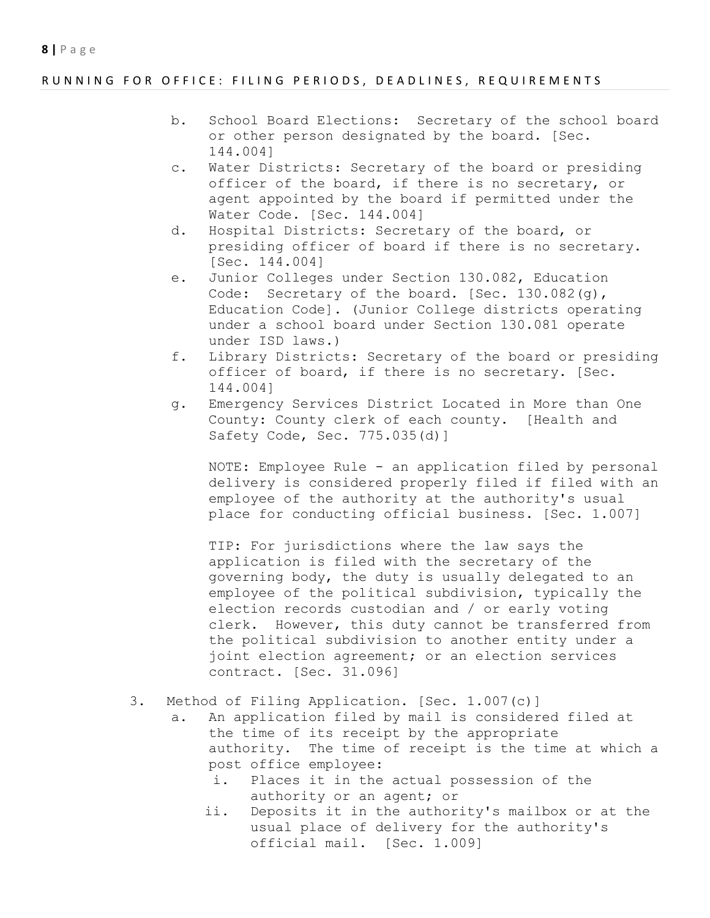b. School Board Elections: Secretary of the school board or other person designated by the board. [Sec. 144.004]

c. Water Districts: Secretary of the board or presiding officer of the board, if there is no secretary, or agent appointed by the board if permitted under the Water Code. [Sec. 144.004]

d. Hospital Districts: Secretary of the board, or presiding officer of board if there is no secretary. [Sec. 144.004]

e. Junior Colleges under Section 130.082, Education Code: Secretary of the board. [Sec. 130.082(g), Education Code]. (Junior College districts operating under a school board under Section 130.081 operate under ISD laws.)

f. Library Districts: Secretary of the board or presiding officer of board, if there is no secretary. [Sec. 144.004]

g. Emergency Services District Located in More than One County: County clerk of each county. [Health and Safety Code, Sec. 775.035(d)]

   NOTE: Employee Rule - an application filed by personal delivery is considered properly filed if filed with an employee of the authority at the authority's usual place for conducting official business. [Sec. 1.007]

   TIP: For jurisdictions where the law says the application is filed with the secretary of the governing body, the duty is usually delegated to an employee of the political subdivision, typically the election records custodian and / or early voting clerk. However, this duty cannot be transferred from the political subdivision to another entity under a joint election agreement; or an election services contract. [Sec. 31.096]

3. Method of Filing Application. [Sec. 1.007(c)]
   a. An application filed by mail is considered filed at the time of its receipt by the appropriate authority. The time of receipt is the time at which a post office employee:
      i. Places it in the actual possession of the authority or an agent; or
      ii. Deposits it in the authority's mailbox or at the usual place of delivery for the authority's official mail. [Sec. 1.009]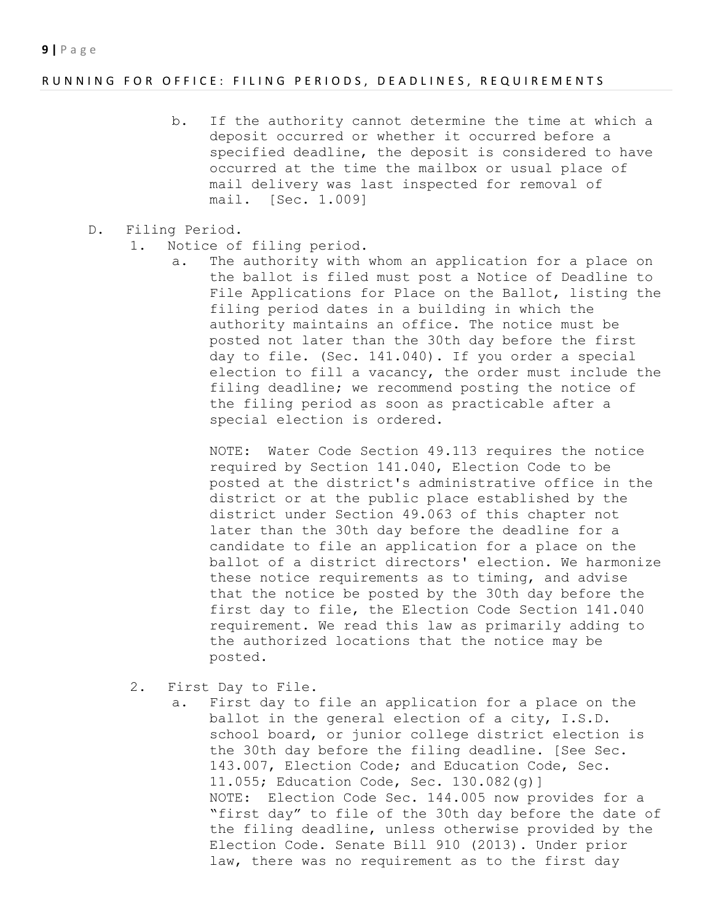b. If the authority cannot determine the time at which a deposit occurred or whether it occurred before a specified deadline, the deposit is considered to have occurred at the time the mailbox or usual place of mail delivery was last inspected for removal of mail. [Sec. 1.009]

D. Filing Period.

1. Notice of filing period.

   a. The authority with whom an application for a place on the ballot is filed must post a Notice of Deadline to File Applications for Place on the Ballot, listing the filing period dates in a building in which the authority maintains an office. The notice must be posted not later than the 30th day before the first day to file. (Sec. 141.040). If you order a special election to fill a vacancy, the order must include the filing deadline; we recommend posting the notice of the filing period as soon as practicable after a special election is ordered.

      NOTE: Water Code Section 49.113 requires the notice required by Section 141.040, Election Code to be posted at the district's administrative office in the district or at the public place established by the district under Section 49.063 of this chapter not later than the 30th day before the deadline for a candidate to file an application for a place on the ballot of a district directors' election. We harmonize these notice requirements as to timing, and advise that the notice be posted by the 30th day before the first day to file, the Election Code Section 141.040 requirement. We read this law as primarily adding to the authorized locations that the notice may be posted.

2. First Day to File.

   a. First day to file an application for a place on the ballot in the general election of a city, I.S.D. school board, or junior college district election is the 30th day before the filing deadline. [See Sec. 143.007, Election Code; and Education Code, Sec. 11.055; Education Code, Sec. 130.082(g)]
      NOTE: Election Code Sec. 144.005 now provides for a "first day" to file of the 30th day before the date of the filing deadline, unless otherwise provided by the Election Code. Senate Bill 910 (2013). Under prior law, there was no requirement as to the first day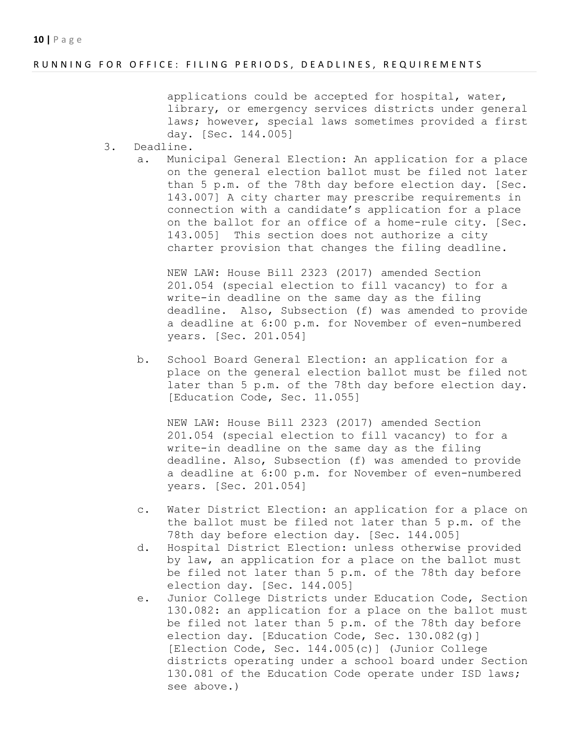applications could be accepted for hospital, water, library, or emergency services districts under general laws; however, special laws sometimes provided a first day. [Sec. 144.005]

3. Deadline.
   a. Municipal General Election: An application for a place on the general election ballot must be filed not later than 5 p.m. of the 78th day before election day. [Sec. 143.007] A city charter may prescribe requirements in connection with a candidate's application for a place on the ballot for an office of a home-rule city. [Sec. 143.005] This section does not authorize a city charter provision that changes the filing deadline.

      NEW LAW: House Bill 2323 (2017) amended Section 201.054 (special election to fill vacancy) to for a write-in deadline on the same day as the filing deadline. Also, Subsection (f) was amended to provide a deadline at 6:00 p.m. for November of even-numbered years. [Sec. 201.054]

   b. School Board General Election: an application for a place on the general election ballot must be filed not later than 5 p.m. of the 78th day before election day. [Education Code, Sec. 11.055]

      NEW LAW: House Bill 2323 (2017) amended Section 201.054 (special election to fill vacancy) to for a write-in deadline on the same day as the filing deadline. Also, Subsection (f) was amended to provide a deadline at 6:00 p.m. for November of even-numbered years. [Sec. 201.054]

   c. Water District Election: an application for a place on the ballot must be filed not later than 5 p.m. of the 78th day before election day. [Sec. 144.005]
   d. Hospital District Election: unless otherwise provided by law, an application for a place on the ballot must be filed not later than 5 p.m. of the 78th day before election day. [Sec. 144.005]
   e. Junior College Districts under Education Code, Section 130.082: an application for a place on the ballot must be filed not later than 5 p.m. of the 78th day before election day. [Education Code, Sec. 130.082(g)] [Election Code, Sec. 144.005(c)] (Junior College districts operating under a school board under Section 130.081 of the Education Code operate under ISD laws; see above.)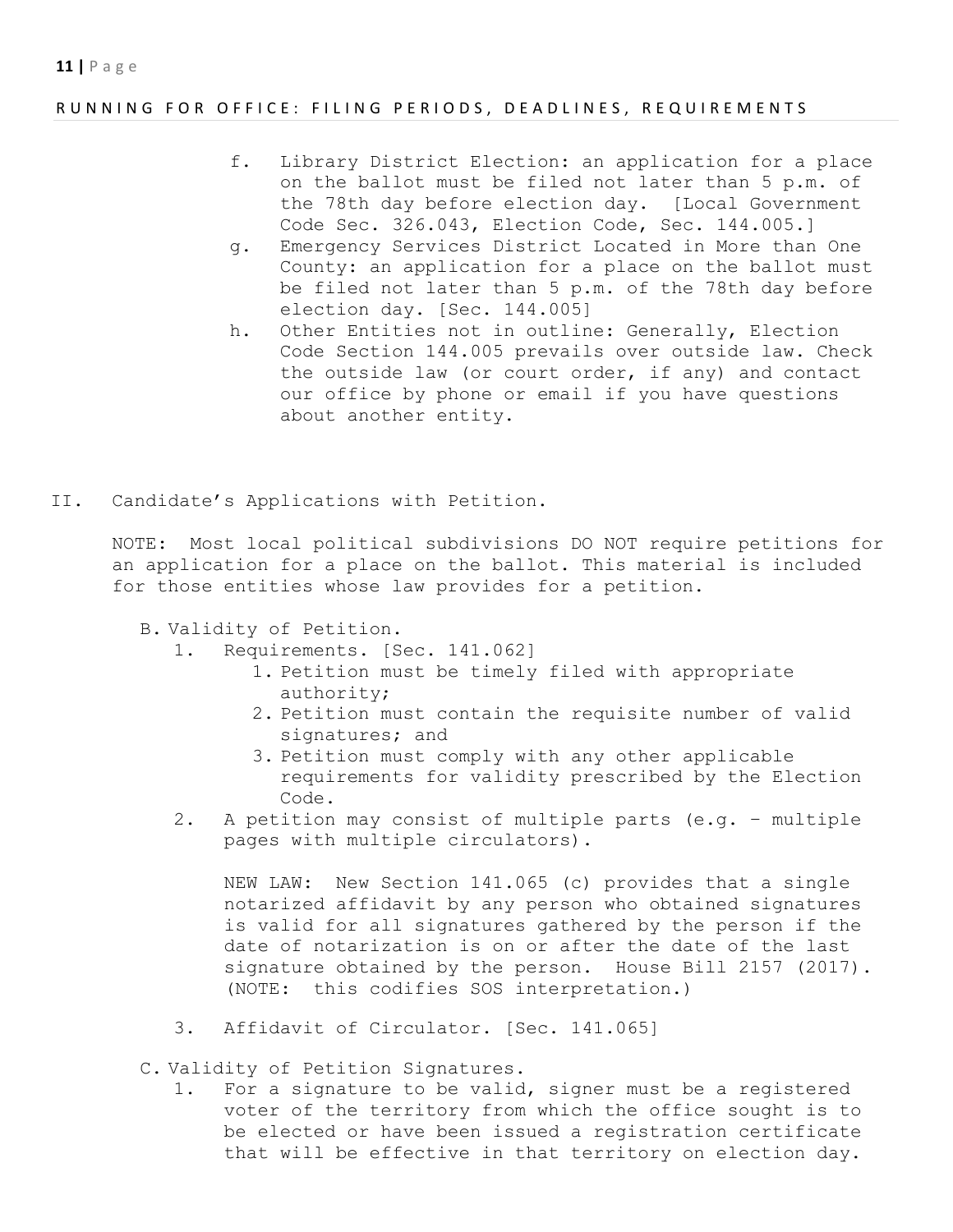f. Library District Election: an application for a place on the ballot must be filed not later than 5 p.m. of the 78th day before election day. [Local Government Code Sec. 326.043, Election Code, Sec. 144.005.]

g. Emergency Services District Located in More than One County: an application for a place on the ballot must be filed not later than 5 p.m. of the 78th day before election day. [Sec. 144.005]

h. Other Entities not in outline: Generally, Election Code Section 144.005 prevails over outside law. Check the outside law (or court order, if any) and contact our office by phone or email if you have questions about another entity.

## II. Candidate's Applications with Petition.

NOTE: Most local political subdivisions DO NOT require petitions for an application for a place on the ballot. This material is included for those entities whose law provides for a petition.

B. Validity of Petition.

1. Requirements. [Sec. 141.062]
   1. Petition must be timely filed with appropriate authority;
   2. Petition must contain the requisite number of valid signatures; and
   3. Petition must comply with any other applicable requirements for validity prescribed by the Election Code.
2. A petition may consist of multiple parts (e.g. – multiple pages with multiple circulators).

   NEW LAW: New Section 141.065 (c) provides that a single notarized affidavit by any person who obtained signatures is valid for all signatures gathered by the person if the date of notarization is on or after the date of the last signature obtained by the person. House Bill 2157 (2017). (NOTE: this codifies SOS interpretation.)

3. Affidavit of Circulator. [Sec. 141.065]

C. Validity of Petition Signatures.

1. For a signature to be valid, signer must be a registered voter of the territory from which the office sought is to be elected or have been issued a registration certificate that will be effective in that territory on election day.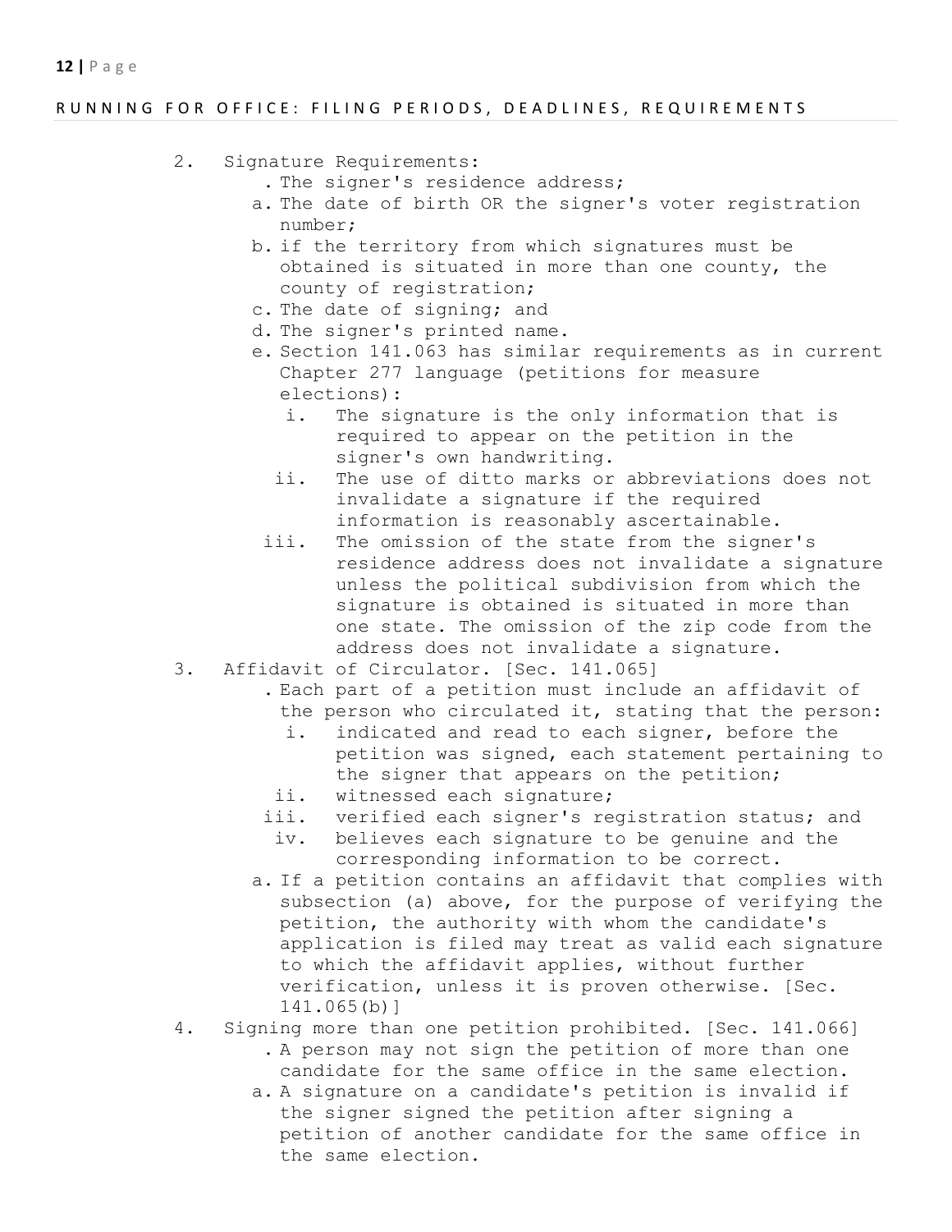2. Signature Requirements:
   . The signer's residence address;
   a. The date of birth OR the signer's voter registration number;
   b. if the territory from which signatures must be obtained is situated in more than one county, the county of registration;
   c. The date of signing; and
   d. The signer's printed name.
   e. Section 141.063 has similar requirements as in current Chapter 277 language (petitions for measure elections):
      i. The signature is the only information that is required to appear on the petition in the signer's own handwriting.
      ii. The use of ditto marks or abbreviations does not invalidate a signature if the required information is reasonably ascertainable.
      iii. The omission of the state from the signer's residence address does not invalidate a signature unless the political subdivision from which the signature is obtained is situated in more than one state. The omission of the zip code from the address does not invalidate a signature.
3. Affidavit of Circulator. [Sec. 141.065]
   . Each part of a petition must include an affidavit of the person who circulated it, stating that the person:
      i. indicated and read to each signer, before the petition was signed, each statement pertaining to the signer that appears on the petition;
      ii. witnessed each signature;
      iii. verified each signer's registration status; and
      iv. believes each signature to be genuine and the corresponding information to be correct.
   a. If a petition contains an affidavit that complies with subsection (a) above, for the purpose of verifying the petition, the authority with whom the candidate's application is filed may treat as valid each signature to which the affidavit applies, without further verification, unless it is proven otherwise. [Sec. 141.065(b)]
4. Signing more than one petition prohibited. [Sec. 141.066]
   . A person may not sign the petition of more than one candidate for the same office in the same election.
   a. A signature on a candidate's petition is invalid if the signer signed the petition after signing a petition of another candidate for the same office in the same election.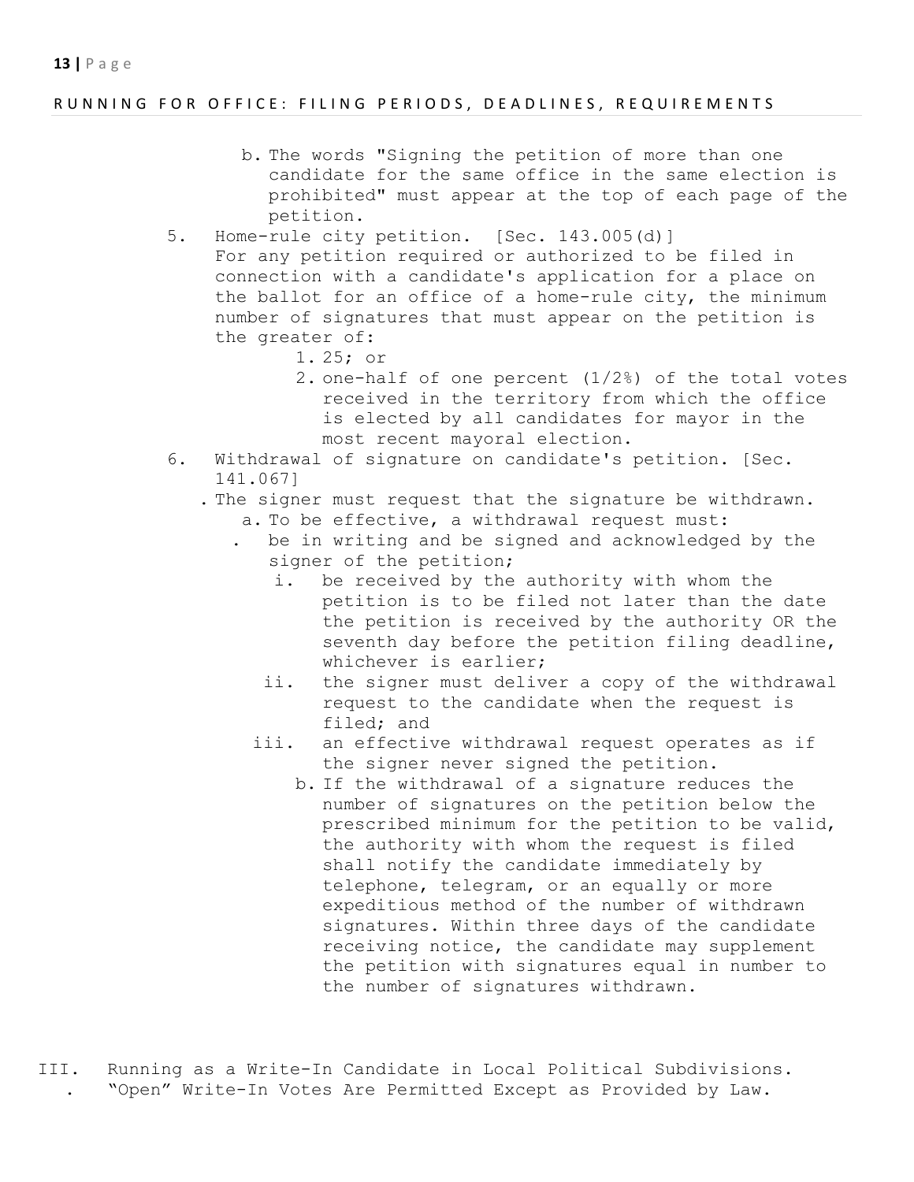b. The words "Signing the petition of more than one candidate for the same office in the same election is prohibited" must appear at the top of each page of the petition.

5. Home-rule city petition. [Sec. 143.005(d)]
   For any petition required or authorized to be filed in connection with a candidate's application for a place on the ballot for an office of a home-rule city, the minimum number of signatures that must appear on the petition is the greater of:
   1. 25; or
   2. one-half of one percent (1/2%) of the total votes received in the territory from which the office is elected by all candidates for mayor in the most recent mayoral election.

6. Withdrawal of signature on candidate's petition. [Sec. 141.067]
   - The signer must request that the signature be withdrawn.
     a. To be effective, a withdrawal request must:
        - be in writing and be signed and acknowledged by the signer of the petition;
        i. be received by the authority with whom the petition is to be filed not later than the date the petition is received by the authority OR the seventh day before the petition filing deadline, whichever is earlier;
        ii. the signer must deliver a copy of the withdrawal request to the candidate when the request is filed; and
        iii. an effective withdrawal request operates as if the signer never signed the petition.
     b. If the withdrawal of a signature reduces the number of signatures on the petition below the prescribed minimum for the petition to be valid, the authority with whom the request is filed shall notify the candidate immediately by telephone, telegram, or an equally or more expeditious method of the number of withdrawn signatures. Within three days of the candidate receiving notice, the candidate may supplement the petition with signatures equal in number to the number of signatures withdrawn.

## III. Running as a Write-In Candidate in Local Political Subdivisions.

- "Open" Write-In Votes Are Permitted Except as Provided by Law.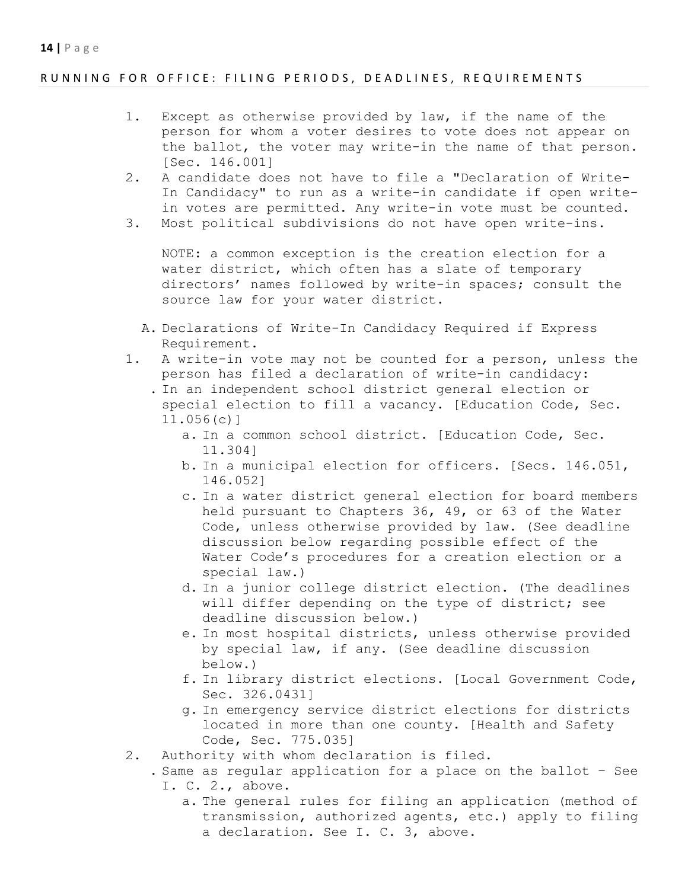RUNNING FOR OFFICE: FILING PERIODS, DEADLINES, REQUIREMENTS

1. Except as otherwise provided by law, if the name of the person for whom a voter desires to vote does not appear on the ballot, the voter may write-in the name of that person. [Sec. 146.001]
2. A candidate does not have to file a "Declaration of Write-In Candidacy" to run as a write-in candidate if open write-in votes are permitted. Any write-in vote must be counted.
3. Most political subdivisions do not have open write-ins.

   NOTE: a common exception is the creation election for a water district, which often has a slate of temporary directors' names followed by write-in spaces; consult the source law for your water district.

A. Declarations of Write-In Candidacy Required if Express Requirement.

1. A write-in vote may not be counted for a person, unless the person has filed a declaration of write-in candidacy:
   . In an independent school district general election or special election to fill a vacancy. [Education Code, Sec. 11.056(c)]
      a. In a common school district. [Education Code, Sec. 11.304]
      b. In a municipal election for officers. [Secs. 146.051, 146.052]
      c. In a water district general election for board members held pursuant to Chapters 36, 49, or 63 of the Water Code, unless otherwise provided by law. (See deadline discussion below regarding possible effect of the Water Code's procedures for a creation election or a special law.)
      d. In a junior college district election. (The deadlines will differ depending on the type of district; see deadline discussion below.)
      e. In most hospital districts, unless otherwise provided by special law, if any. (See deadline discussion below.)
      f. In library district elections. [Local Government Code, Sec. 326.0431]
      g. In emergency service district elections for districts located in more than one county. [Health and Safety Code, Sec. 775.035]
2. Authority with whom declaration is filed.
   . Same as regular application for a place on the ballot – See I. C. 2., above.
      a. The general rules for filing an application (method of transmission, authorized agents, etc.) apply to filing a declaration. See I. C. 3, above.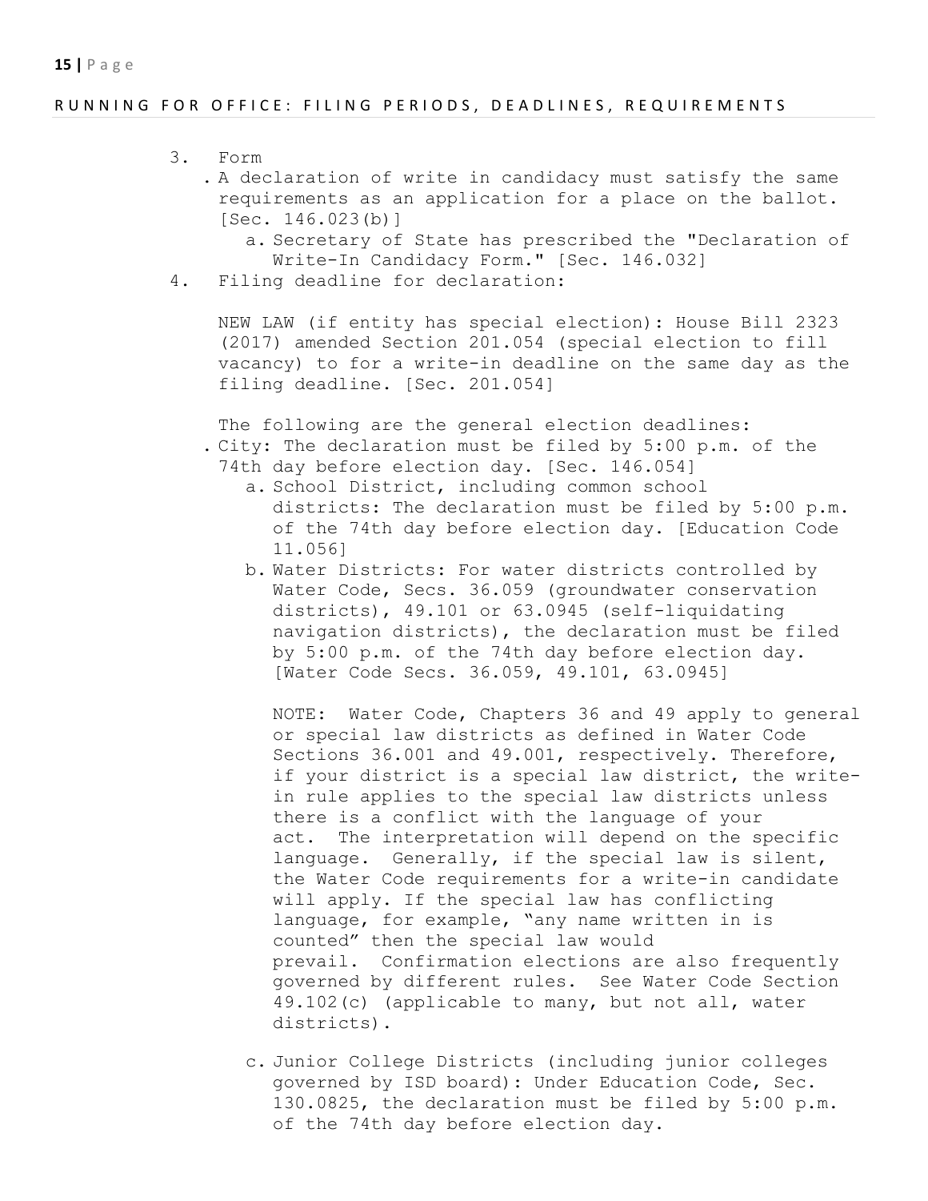3. Form
   - A declaration of write in candidacy must satisfy the same requirements as an application for a place on the ballot. [Sec. 146.023(b)]
     a. Secretary of State has prescribed the "Declaration of Write-In Candidacy Form." [Sec. 146.032]
4. Filing deadline for declaration:

   NEW LAW (if entity has special election): House Bill 2323 (2017) amended Section 201.054 (special election to fill vacancy) to for a write-in deadline on the same day as the filing deadline. [Sec. 201.054]

   The following are the general election deadlines:
   - City: The declaration must be filed by 5:00 p.m. of the 74th day before election day. [Sec. 146.054]
     a. School District, including common school districts: The declaration must be filed by 5:00 p.m. of the 74th day before election day. [Education Code 11.056]
     b. Water Districts: For water districts controlled by Water Code, Secs. 36.059 (groundwater conservation districts), 49.101 or 63.0945 (self-liquidating navigation districts), the declaration must be filed by 5:00 p.m. of the 74th day before election day. [Water Code Secs. 36.059, 49.101, 63.0945]

        NOTE: Water Code, Chapters 36 and 49 apply to general or special law districts as defined in Water Code Sections 36.001 and 49.001, respectively. Therefore, if your district is a special law district, the write-in rule applies to the special law districts unless there is a conflict with the language of your act. The interpretation will depend on the specific language. Generally, if the special law is silent, the Water Code requirements for a write-in candidate will apply. If the special law has conflicting language, for example, "any name written in is counted" then the special law would prevail. Confirmation elections are also frequently governed by different rules. See Water Code Section 49.102(c) (applicable to many, but not all, water districts).

     c. Junior College Districts (including junior colleges governed by ISD board): Under Education Code, Sec. 130.0825, the declaration must be filed by 5:00 p.m. of the 74th day before election day.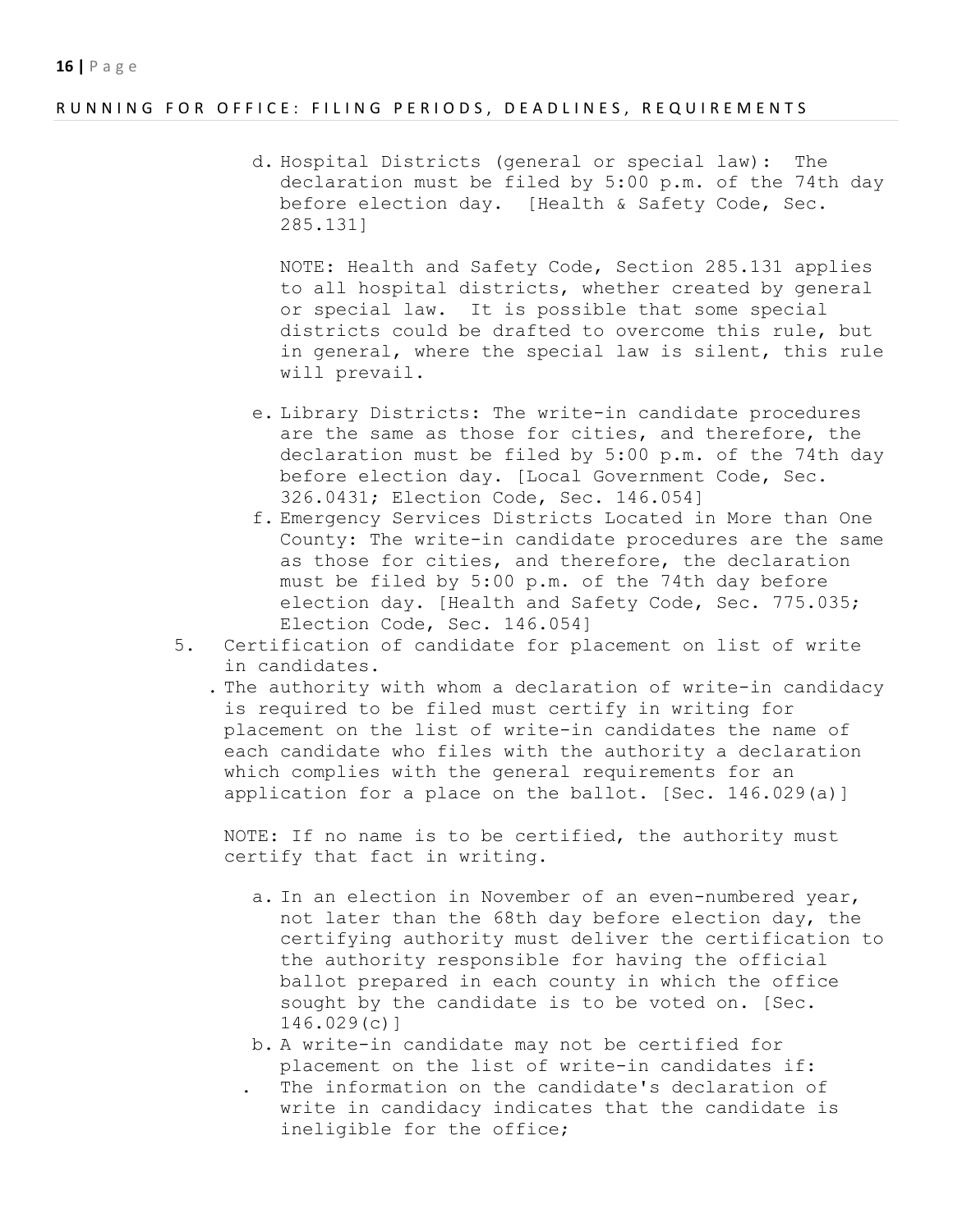d. Hospital Districts (general or special law): The declaration must be filed by 5:00 p.m. of the 74th day before election day. [Health & Safety Code, Sec. 285.131]

   NOTE: Health and Safety Code, Section 285.131 applies to all hospital districts, whether created by general or special law. It is possible that some special districts could be drafted to overcome this rule, but in general, where the special law is silent, this rule will prevail.

e. Library Districts: The write-in candidate procedures are the same as those for cities, and therefore, the declaration must be filed by 5:00 p.m. of the 74th day before election day. [Local Government Code, Sec. 326.0431; Election Code, Sec. 146.054]

f. Emergency Services Districts Located in More than One County: The write-in candidate procedures are the same as those for cities, and therefore, the declaration must be filed by 5:00 p.m. of the 74th day before election day. [Health and Safety Code, Sec. 775.035; Election Code, Sec. 146.054]

5. Certification of candidate for placement on list of write in candidates.

   . The authority with whom a declaration of write-in candidacy is required to be filed must certify in writing for placement on the list of write-in candidates the name of each candidate who files with the authority a declaration which complies with the general requirements for an application for a place on the ballot. [Sec. 146.029(a)]

   NOTE: If no name is to be certified, the authority must certify that fact in writing.

   a. In an election in November of an even-numbered year, not later than the 68th day before election day, the certifying authority must deliver the certification to the authority responsible for having the official ballot prepared in each county in which the office sought by the candidate is to be voted on. [Sec. 146.029(c)]

   b. A write-in candidate may not be certified for placement on the list of write-in candidates if:

      . The information on the candidate's declaration of write in candidacy indicates that the candidate is ineligible for the office;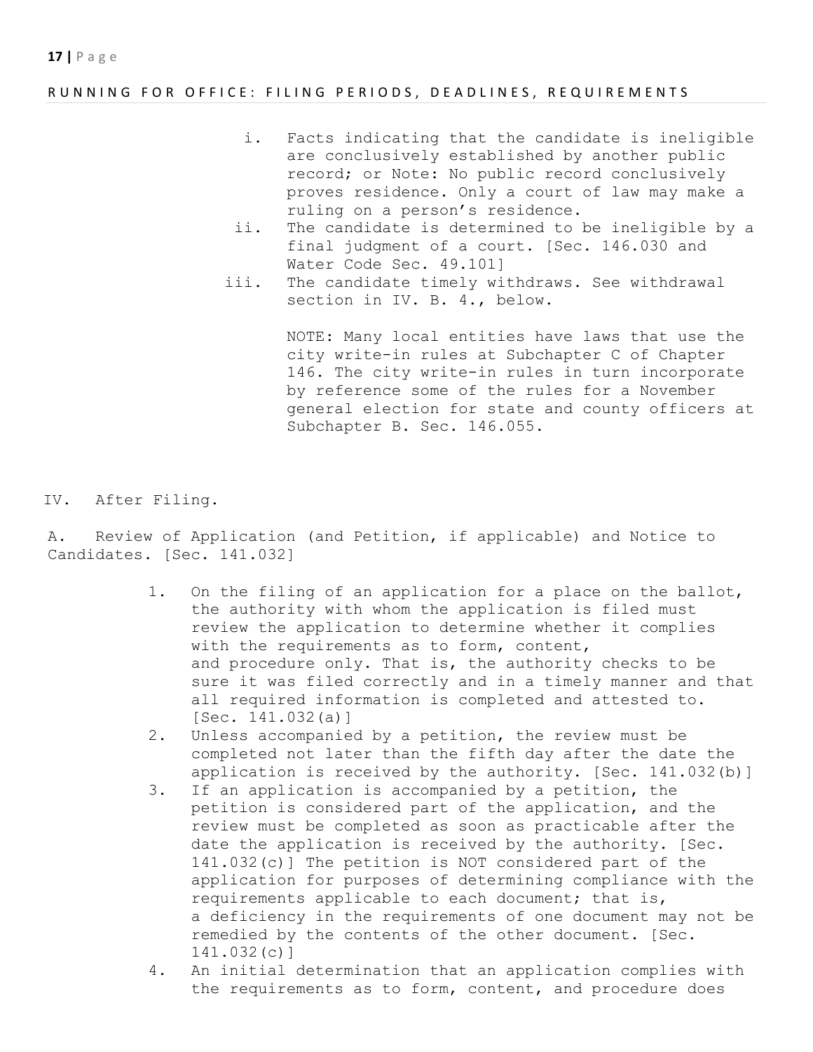i. Facts indicating that the candidate is ineligible are conclusively established by another public record; or Note: No public record conclusively proves residence. Only a court of law may make a ruling on a person's residence.

ii. The candidate is determined to be ineligible by a final judgment of a court. [Sec. 146.030 and Water Code Sec. 49.101]

iii. The candidate timely withdraws. See withdrawal section in IV. B. 4., below.

NOTE: Many local entities have laws that use the city write-in rules at Subchapter C of Chapter 146. The city write-in rules in turn incorporate by reference some of the rules for a November general election for state and county officers at Subchapter B. Sec. 146.055.

## IV. After Filing.

### A. Review of Application (and Petition, if applicable) and Notice to Candidates. [Sec. 141.032]

1. On the filing of an application for a place on the ballot, the authority with whom the application is filed must review the application to determine whether it complies with the requirements as to form, content, and procedure only. That is, the authority checks to be sure it was filed correctly and in a timely manner and that all required information is completed and attested to. [Sec. 141.032(a)]
2. Unless accompanied by a petition, the review must be completed not later than the fifth day after the date the application is received by the authority. [Sec. 141.032(b)]
3. If an application is accompanied by a petition, the petition is considered part of the application, and the review must be completed as soon as practicable after the date the application is received by the authority. [Sec. 141.032(c)] The petition is NOT considered part of the application for purposes of determining compliance with the requirements applicable to each document; that is, a deficiency in the requirements of one document may not be remedied by the contents of the other document. [Sec. 141.032(c)]
4. An initial determination that an application complies with the requirements as to form, content, and procedure does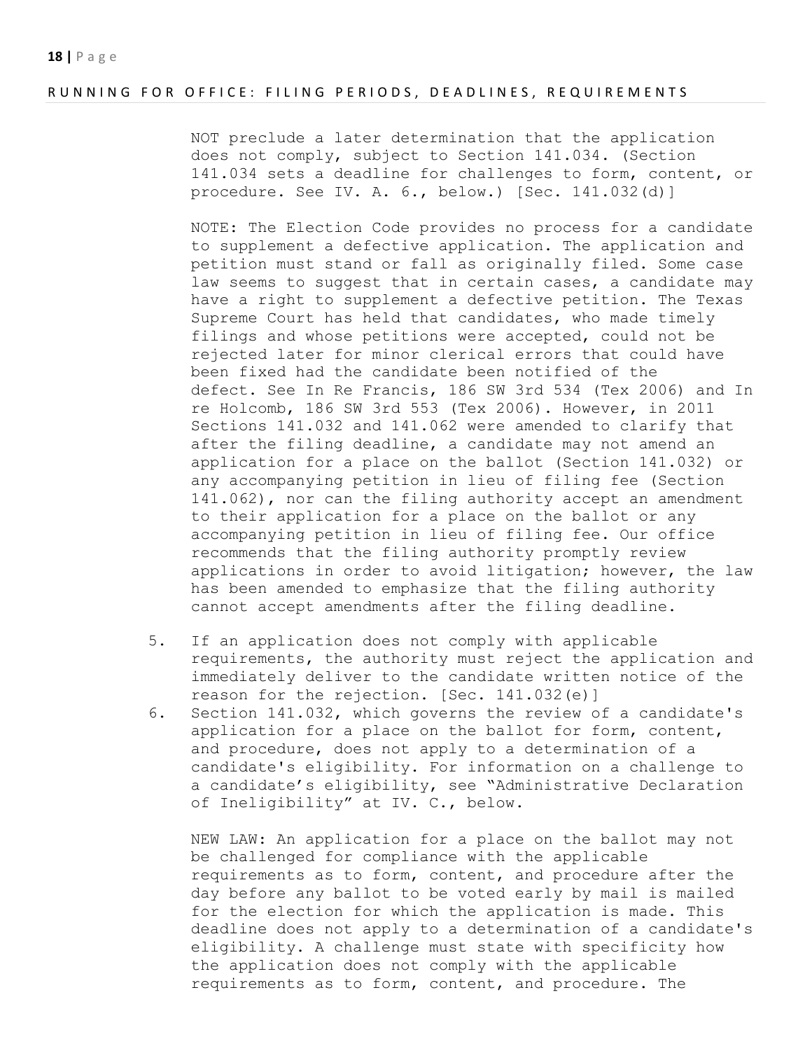NOT preclude a later determination that the application does not comply, subject to Section 141.034. (Section 141.034 sets a deadline for challenges to form, content, or procedure. See IV. A. 6., below.) [Sec. 141.032(d)]

NOTE: The Election Code provides no process for a candidate to supplement a defective application. The application and petition must stand or fall as originally filed. Some case law seems to suggest that in certain cases, a candidate may have a right to supplement a defective petition. The Texas Supreme Court has held that candidates, who made timely filings and whose petitions were accepted, could not be rejected later for minor clerical errors that could have been fixed had the candidate been notified of the defect. See In Re Francis, 186 SW 3rd 534 (Tex 2006) and In re Holcomb, 186 SW 3rd 553 (Tex 2006). However, in 2011 Sections 141.032 and 141.062 were amended to clarify that after the filing deadline, a candidate may not amend an application for a place on the ballot (Section 141.032) or any accompanying petition in lieu of filing fee (Section 141.062), nor can the filing authority accept an amendment to their application for a place on the ballot or any accompanying petition in lieu of filing fee. Our office recommends that the filing authority promptly review applications in order to avoid litigation; however, the law has been amended to emphasize that the filing authority cannot accept amendments after the filing deadline.

5. If an application does not comply with applicable requirements, the authority must reject the application and immediately deliver to the candidate written notice of the reason for the rejection. [Sec. 141.032(e)]
6. Section 141.032, which governs the review of a candidate's application for a place on the ballot for form, content, and procedure, does not apply to a determination of a candidate's eligibility. For information on a challenge to a candidate's eligibility, see "Administrative Declaration of Ineligibility" at IV. C., below.

   NEW LAW: An application for a place on the ballot may not be challenged for compliance with the applicable requirements as to form, content, and procedure after the day before any ballot to be voted early by mail is mailed for the election for which the application is made. This deadline does not apply to a determination of a candidate's eligibility. A challenge must state with specificity how the application does not comply with the applicable requirements as to form, content, and procedure. The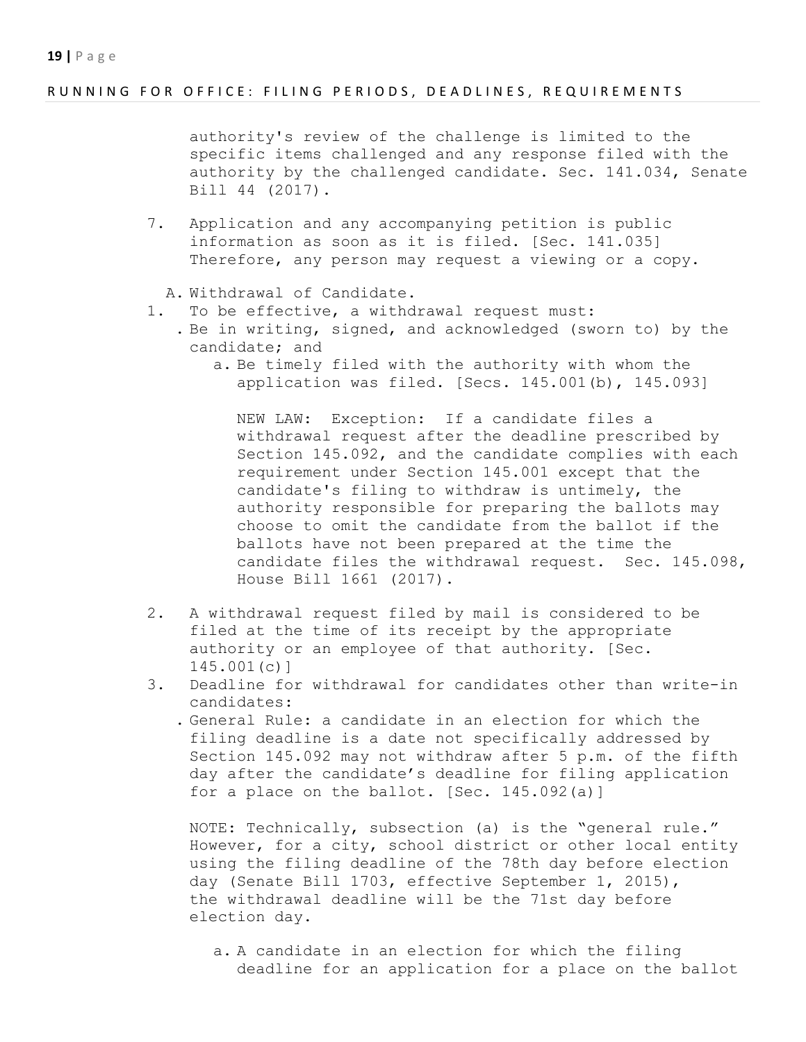authority's review of the challenge is limited to the specific items challenged and any response filed with the authority by the challenged candidate. Sec. 141.034, Senate Bill 44 (2017).

7. Application and any accompanying petition is public information as soon as it is filed. [Sec. 141.035] Therefore, any person may request a viewing or a copy.

A. Withdrawal of Candidate.

1. To be effective, a withdrawal request must:
   . Be in writing, signed, and acknowledged (sworn to) by the candidate; and
      a. Be timely filed with the authority with whom the application was filed. [Secs. 145.001(b), 145.093]

         NEW LAW: Exception: If a candidate files a withdrawal request after the deadline prescribed by Section 145.092, and the candidate complies with each requirement under Section 145.001 except that the candidate's filing to withdraw is untimely, the authority responsible for preparing the ballots may choose to omit the candidate from the ballot if the ballots have not been prepared at the time the candidate files the withdrawal request. Sec. 145.098, House Bill 1661 (2017).

2. A withdrawal request filed by mail is considered to be filed at the time of its receipt by the appropriate authority or an employee of that authority. [Sec. 145.001(c)]

3. Deadline for withdrawal for candidates other than write-in candidates:
   . General Rule: a candidate in an election for which the filing deadline is a date not specifically addressed by Section 145.092 may not withdraw after 5 p.m. of the fifth day after the candidate's deadline for filing application for a place on the ballot. [Sec. 145.092(a)]

   NOTE: Technically, subsection (a) is the "general rule." However, for a city, school district or other local entity using the filing deadline of the 78th day before election day (Senate Bill 1703, effective September 1, 2015), the withdrawal deadline will be the 71st day before election day.

      a. A candidate in an election for which the filing deadline for an application for a place on the ballot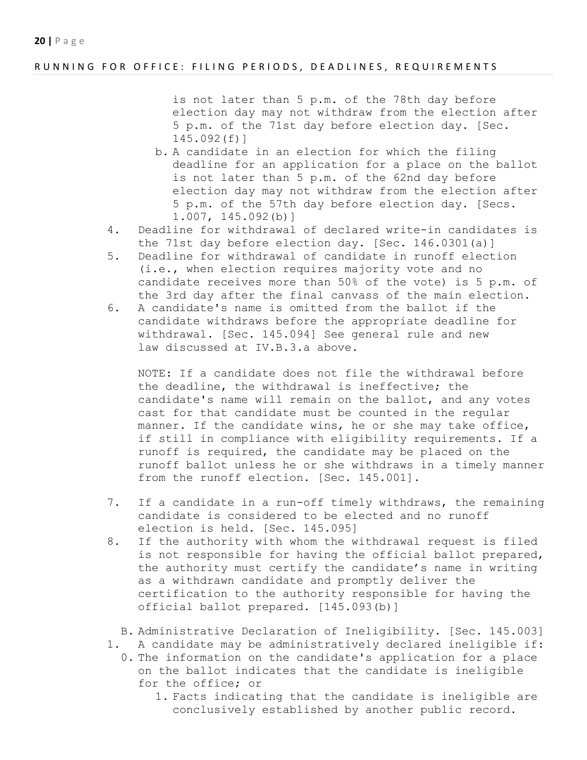is not later than 5 p.m. of the 78th day before election day may not withdraw from the election after 5 p.m. of the 71st day before election day. [Sec. 145.092(f)]

   b. A candidate in an election for which the filing deadline for an application for a place on the ballot is not later than 5 p.m. of the 62nd day before election day may not withdraw from the election after 5 p.m. of the 57th day before election day. [Secs. 1.007, 145.092(b)]

4. Deadline for withdrawal of declared write-in candidates is the 71st day before election day. [Sec. 146.0301(a)]
5. Deadline for withdrawal of candidate in runoff election (i.e., when election requires majority vote and no candidate receives more than 50% of the vote) is 5 p.m. of the 3rd day after the final canvass of the main election.
6. A candidate's name is omitted from the ballot if the candidate withdraws before the appropriate deadline for withdrawal. [Sec. 145.094] See general rule and new law discussed at IV.B.3.a above.

   NOTE: If a candidate does not file the withdrawal before the deadline, the withdrawal is ineffective; the candidate's name will remain on the ballot, and any votes cast for that candidate must be counted in the regular manner. If the candidate wins, he or she may take office, if still in compliance with eligibility requirements. If a runoff is required, the candidate may be placed on the runoff ballot unless he or she withdraws in a timely manner from the runoff election. [Sec. 145.001].

7. If a candidate in a run-off timely withdraws, the remaining candidate is considered to be elected and no runoff election is held. [Sec. 145.095]
8. If the authority with whom the withdrawal request is filed is not responsible for having the official ballot prepared, the authority must certify the candidate's name in writing as a withdrawn candidate and promptly deliver the certification to the authority responsible for having the official ballot prepared. [145.093(b)]

B. Administrative Declaration of Ineligibility. [Sec. 145.003]

1. A candidate may be administratively declared ineligible if:
   0. The information on the candidate's application for a place on the ballot indicates that the candidate is ineligible for the office; or
      1. Facts indicating that the candidate is ineligible are conclusively established by another public record.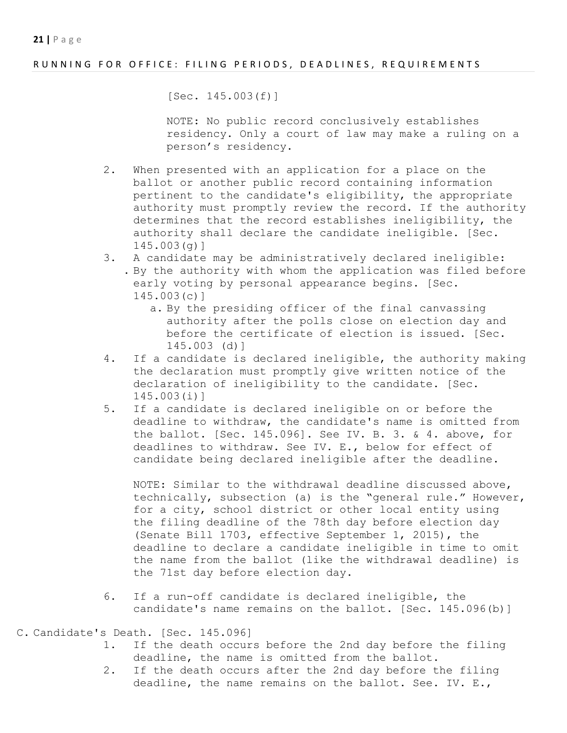[Sec. 145.003(f)]

NOTE: No public record conclusively establishes residency. Only a court of law may make a ruling on a person's residency.

2. When presented with an application for a place on the ballot or another public record containing information pertinent to the candidate's eligibility, the appropriate authority must promptly review the record. If the authority determines that the record establishes ineligibility, the authority shall declare the candidate ineligible. [Sec. 145.003(g)]
3. A candidate may be administratively declared ineligible:
   . By the authority with whom the application was filed before early voting by personal appearance begins. [Sec. 145.003(c)]
   a. By the presiding officer of the final canvassing authority after the polls close on election day and before the certificate of election is issued. [Sec. 145.003 (d)]
4. If a candidate is declared ineligible, the authority making the declaration must promptly give written notice of the declaration of ineligibility to the candidate. [Sec. 145.003(i)]
5. If a candidate is declared ineligible on or before the deadline to withdraw, the candidate's name is omitted from the ballot. [Sec. 145.096]. See IV. B. 3. & 4. above, for deadlines to withdraw. See IV. E., below for effect of candidate being declared ineligible after the deadline.

   NOTE: Similar to the withdrawal deadline discussed above, technically, subsection (a) is the "general rule." However, for a city, school district or other local entity using the filing deadline of the 78th day before election day (Senate Bill 1703, effective September 1, 2015), the deadline to declare a candidate ineligible in time to omit the name from the ballot (like the withdrawal deadline) is the 71st day before election day.

6. If a run-off candidate is declared ineligible, the candidate's name remains on the ballot. [Sec. 145.096(b)]

C. Candidate's Death. [Sec. 145.096]

1. If the death occurs before the 2nd day before the filing deadline, the name is omitted from the ballot.
2. If the death occurs after the 2nd day before the filing deadline, the name remains on the ballot. See. IV. E.,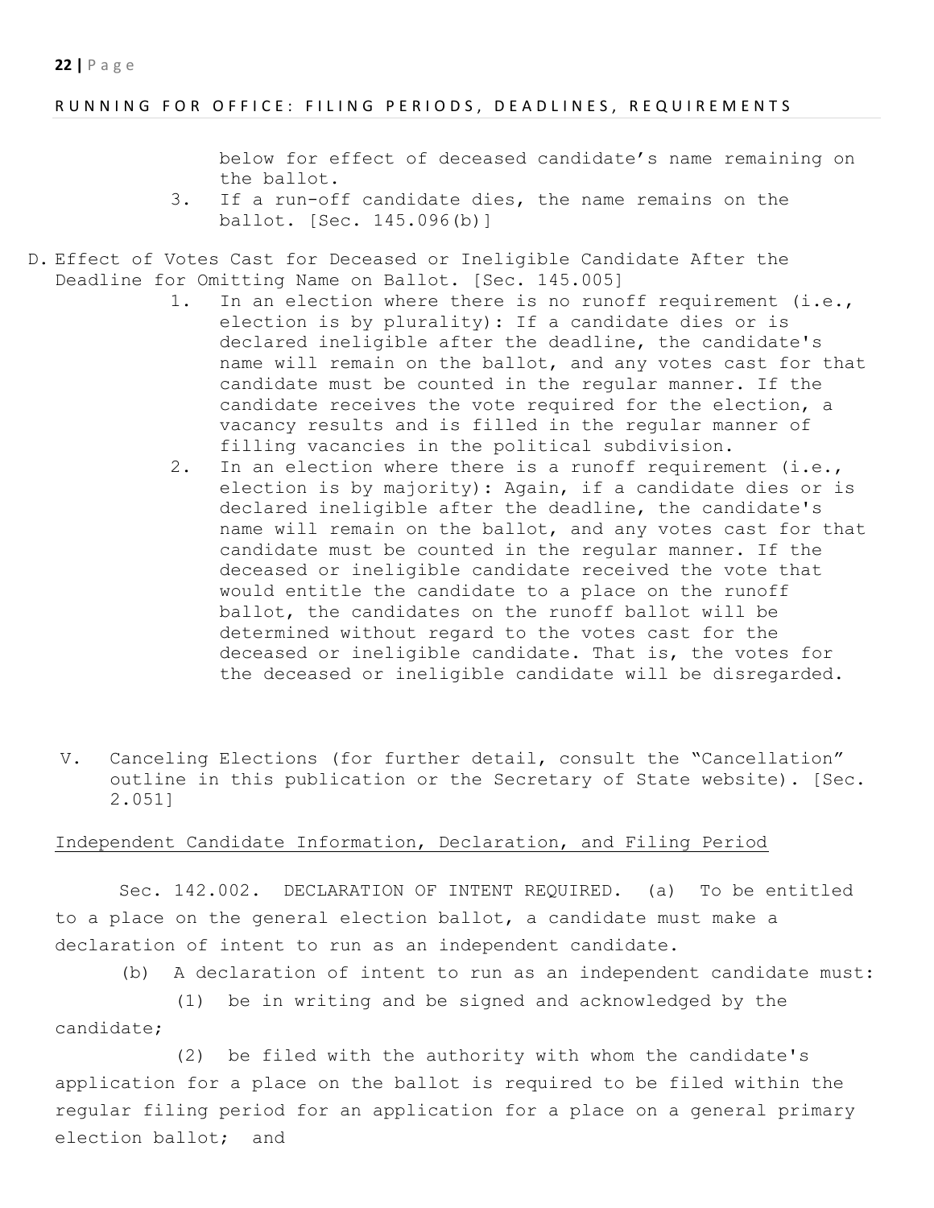below for effect of deceased candidate's name remaining on the ballot.

3. If a run-off candidate dies, the name remains on the ballot. [Sec. 145.096(b)]

D. Effect of Votes Cast for Deceased or Ineligible Candidate After the Deadline for Omitting Name on Ballot. [Sec. 145.005]

1. In an election where there is no runoff requirement (i.e., election is by plurality): If a candidate dies or is declared ineligible after the deadline, the candidate's name will remain on the ballot, and any votes cast for that candidate must be counted in the regular manner. If the candidate receives the vote required for the election, a vacancy results and is filled in the regular manner of filling vacancies in the political subdivision.
2. In an election where there is a runoff requirement (i.e., election is by majority): Again, if a candidate dies or is declared ineligible after the deadline, the candidate's name will remain on the ballot, and any votes cast for that candidate must be counted in the regular manner. If the deceased or ineligible candidate received the vote that would entitle the candidate to a place on the runoff ballot, the candidates on the runoff ballot will be determined without regard to the votes cast for the deceased or ineligible candidate. That is, the votes for the deceased or ineligible candidate will be disregarded.

V. Canceling Elections (for further detail, consult the "Cancellation" outline in this publication or the Secretary of State website). [Sec. 2.051]

<u>Independent Candidate Information, Declaration, and Filing Period</u>

Sec. 142.002. DECLARATION OF INTENT REQUIRED. (a) To be entitled to a place on the general election ballot, a candidate must make a declaration of intent to run as an independent candidate.

(b) A declaration of intent to run as an independent candidate must:

(1) be in writing and be signed and acknowledged by the candidate;

(2) be filed with the authority with whom the candidate's application for a place on the ballot is required to be filed within the regular filing period for an application for a place on a general primary election ballot; and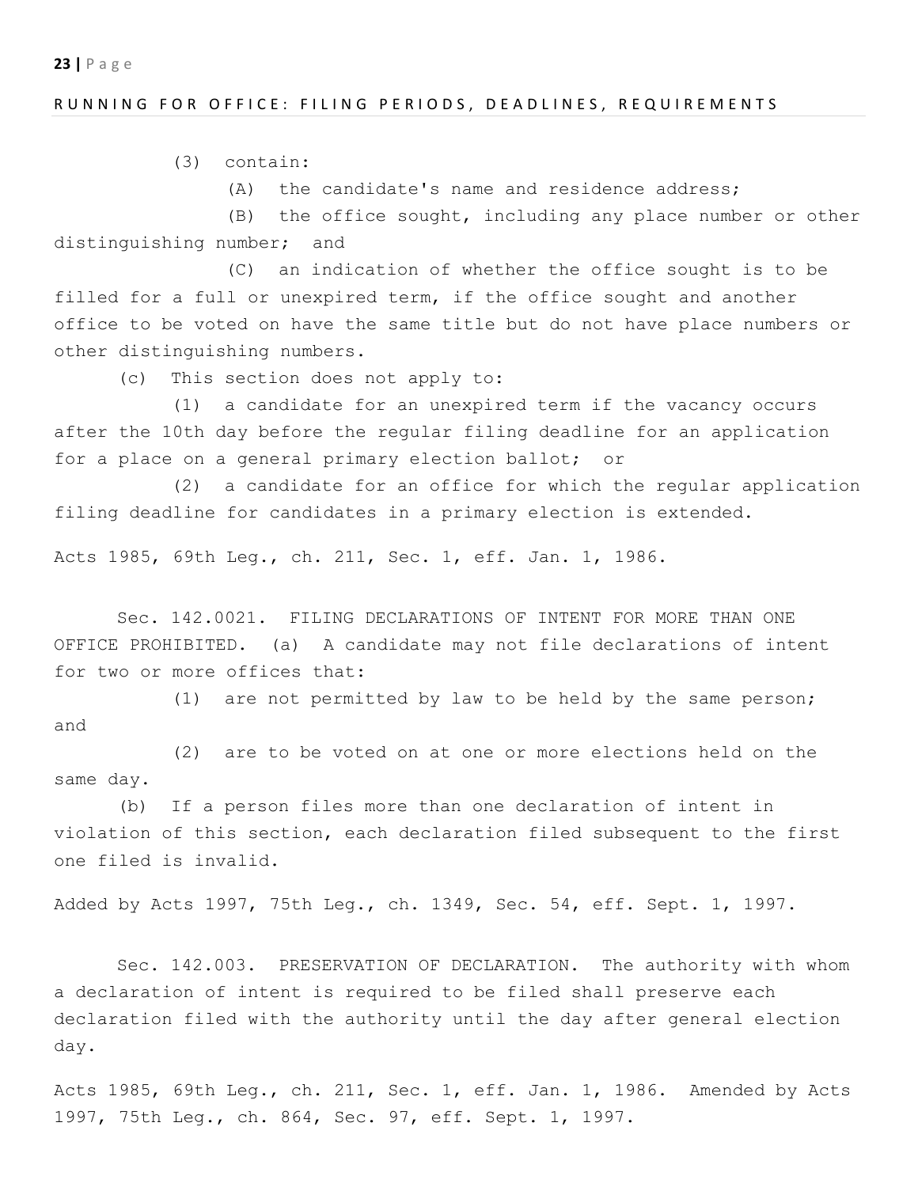(3) contain:

(A) the candidate's name and residence address;

(B) the office sought, including any place number or other distinguishing number; and

(C) an indication of whether the office sought is to be filled for a full or unexpired term, if the office sought and another office to be voted on have the same title but do not have place numbers or other distinguishing numbers.

(c) This section does not apply to:

(1) a candidate for an unexpired term if the vacancy occurs after the 10th day before the regular filing deadline for an application for a place on a general primary election ballot; or

(2) a candidate for an office for which the regular application filing deadline for candidates in a primary election is extended.

Acts 1985, 69th Leg., ch. 211, Sec. 1, eff. Jan. 1, 1986.

Sec. 142.0021. FILING DECLARATIONS OF INTENT FOR MORE THAN ONE OFFICE PROHIBITED. (a) A candidate may not file declarations of intent for two or more offices that:

(1) are not permitted by law to be held by the same person; and

(2) are to be voted on at one or more elections held on the same day.

(b) If a person files more than one declaration of intent in violation of this section, each declaration filed subsequent to the first one filed is invalid.

Added by Acts 1997, 75th Leg., ch. 1349, Sec. 54, eff. Sept. 1, 1997.

Sec. 142.003. PRESERVATION OF DECLARATION. The authority with whom a declaration of intent is required to be filed shall preserve each declaration filed with the authority until the day after general election day.

Acts 1985, 69th Leg., ch. 211, Sec. 1, eff. Jan. 1, 1986. Amended by Acts 1997, 75th Leg., ch. 864, Sec. 97, eff. Sept. 1, 1997.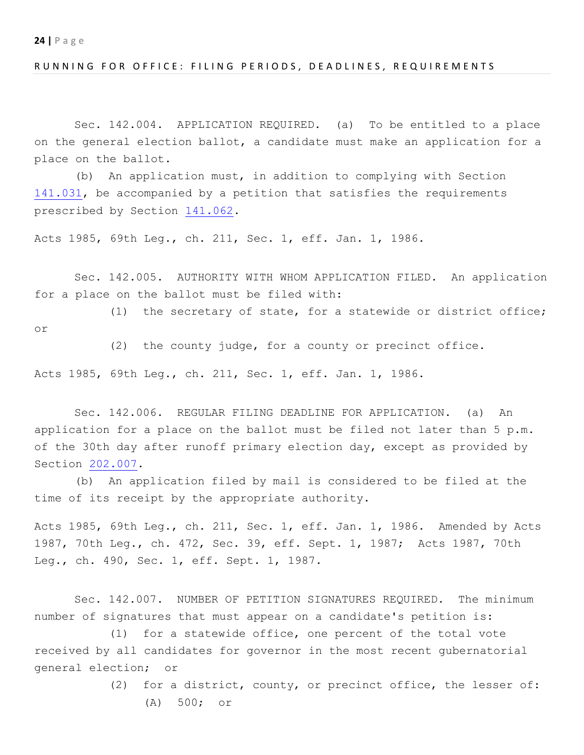Sec. 142.004. APPLICATION REQUIRED. (a) To be entitled to a place on the general election ballot, a candidate must make an application for a place on the ballot.

(b) An application must, in addition to complying with Section 141.031, be accompanied by a petition that satisfies the requirements prescribed by Section 141.062.

Acts 1985, 69th Leg., ch. 211, Sec. 1, eff. Jan. 1, 1986.

Sec. 142.005. AUTHORITY WITH WHOM APPLICATION FILED. An application for a place on the ballot must be filed with:

(1) the secretary of state, for a statewide or district office; or

(2) the county judge, for a county or precinct office.

Acts 1985, 69th Leg., ch. 211, Sec. 1, eff. Jan. 1, 1986.

Sec. 142.006. REGULAR FILING DEADLINE FOR APPLICATION. (a) An application for a place on the ballot must be filed not later than 5 p.m. of the 30th day after runoff primary election day, except as provided by Section 202.007.

(b) An application filed by mail is considered to be filed at the time of its receipt by the appropriate authority.

Acts 1985, 69th Leg., ch. 211, Sec. 1, eff. Jan. 1, 1986. Amended by Acts 1987, 70th Leg., ch. 472, Sec. 39, eff. Sept. 1, 1987; Acts 1987, 70th Leg., ch. 490, Sec. 1, eff. Sept. 1, 1987.

Sec. 142.007. NUMBER OF PETITION SIGNATURES REQUIRED. The minimum number of signatures that must appear on a candidate's petition is:

(1) for a statewide office, one percent of the total vote received by all candidates for governor in the most recent gubernatorial general election; or

(2) for a district, county, or precinct office, the lesser of:

(A) 500; or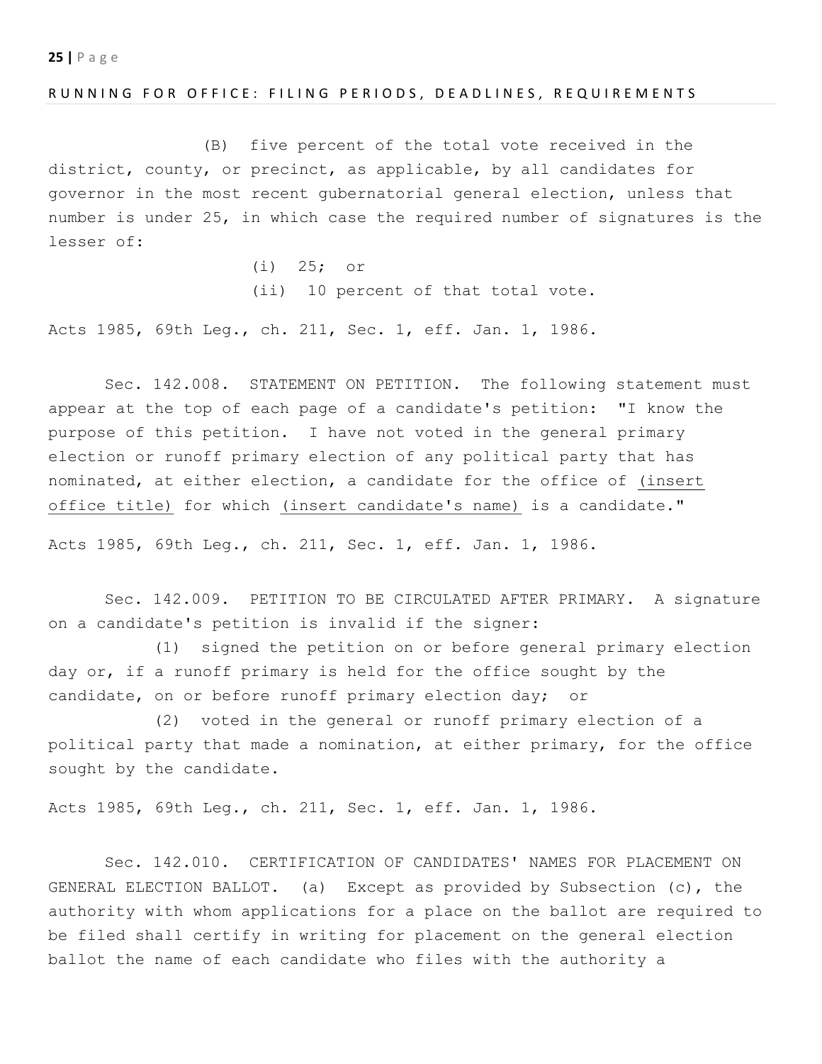(B) five percent of the total vote received in the district, county, or precinct, as applicable, by all candidates for governor in the most recent gubernatorial general election, unless that number is under 25, in which case the required number of signatures is the lesser of:

(i) 25; or

(ii) 10 percent of that total vote.

Acts 1985, 69th Leg., ch. 211, Sec. 1, eff. Jan. 1, 1986.

Sec. 142.008. STATEMENT ON PETITION. The following statement must appear at the top of each page of a candidate's petition: "I know the purpose of this petition. I have not voted in the general primary election or runoff primary election of any political party that has nominated, at either election, a candidate for the office of (insert office title) for which (insert candidate's name) is a candidate."

Acts 1985, 69th Leg., ch. 211, Sec. 1, eff. Jan. 1, 1986.

Sec. 142.009. PETITION TO BE CIRCULATED AFTER PRIMARY. A signature on a candidate's petition is invalid if the signer:

(1) signed the petition on or before general primary election day or, if a runoff primary is held for the office sought by the candidate, on or before runoff primary election day; or

(2) voted in the general or runoff primary election of a political party that made a nomination, at either primary, for the office sought by the candidate.

Acts 1985, 69th Leg., ch. 211, Sec. 1, eff. Jan. 1, 1986.

Sec. 142.010. CERTIFICATION OF CANDIDATES' NAMES FOR PLACEMENT ON GENERAL ELECTION BALLOT. (a) Except as provided by Subsection (c), the authority with whom applications for a place on the ballot are required to be filed shall certify in writing for placement on the general election ballot the name of each candidate who files with the authority a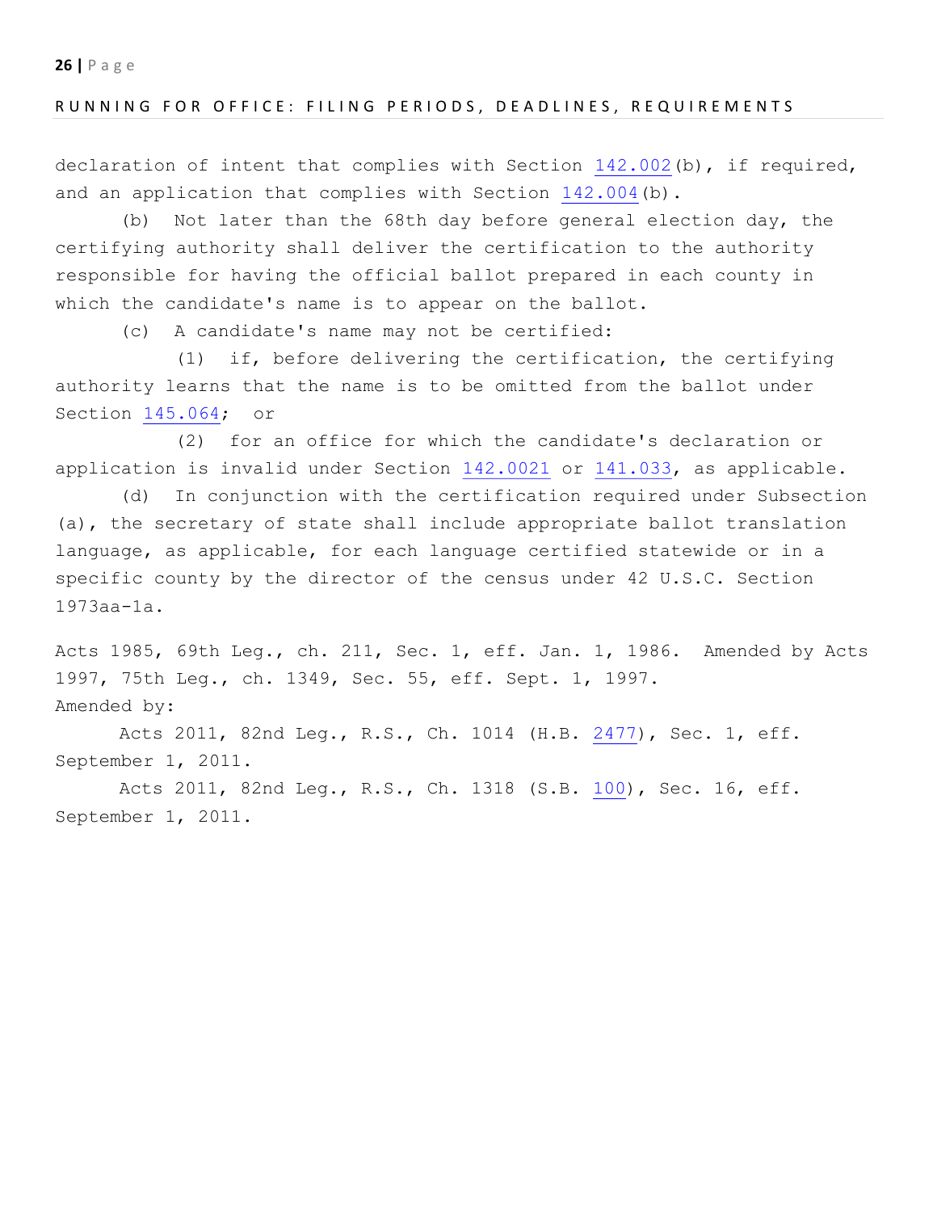declaration of intent that complies with Section 142.002(b), if required, and an application that complies with Section 142.004(b).

(b) Not later than the 68th day before general election day, the certifying authority shall deliver the certification to the authority responsible for having the official ballot prepared in each county in which the candidate's name is to appear on the ballot.

(c) A candidate's name may not be certified:

(1) if, before delivering the certification, the certifying authority learns that the name is to be omitted from the ballot under Section 145.064; or

(2) for an office for which the candidate's declaration or application is invalid under Section 142.0021 or 141.033, as applicable.

(d) In conjunction with the certification required under Subsection (a), the secretary of state shall include appropriate ballot translation language, as applicable, for each language certified statewide or in a specific county by the director of the census under 42 U.S.C. Section 1973aa-1a.

Acts 1985, 69th Leg., ch. 211, Sec. 1, eff. Jan. 1, 1986. Amended by Acts 1997, 75th Leg., ch. 1349, Sec. 55, eff. Sept. 1, 1997.

Amended by:

Acts 2011, 82nd Leg., R.S., Ch. 1014 (H.B. 2477), Sec. 1, eff. September 1, 2011.

Acts 2011, 82nd Leg., R.S., Ch. 1318 (S.B. 100), Sec. 16, eff. September 1, 2011.